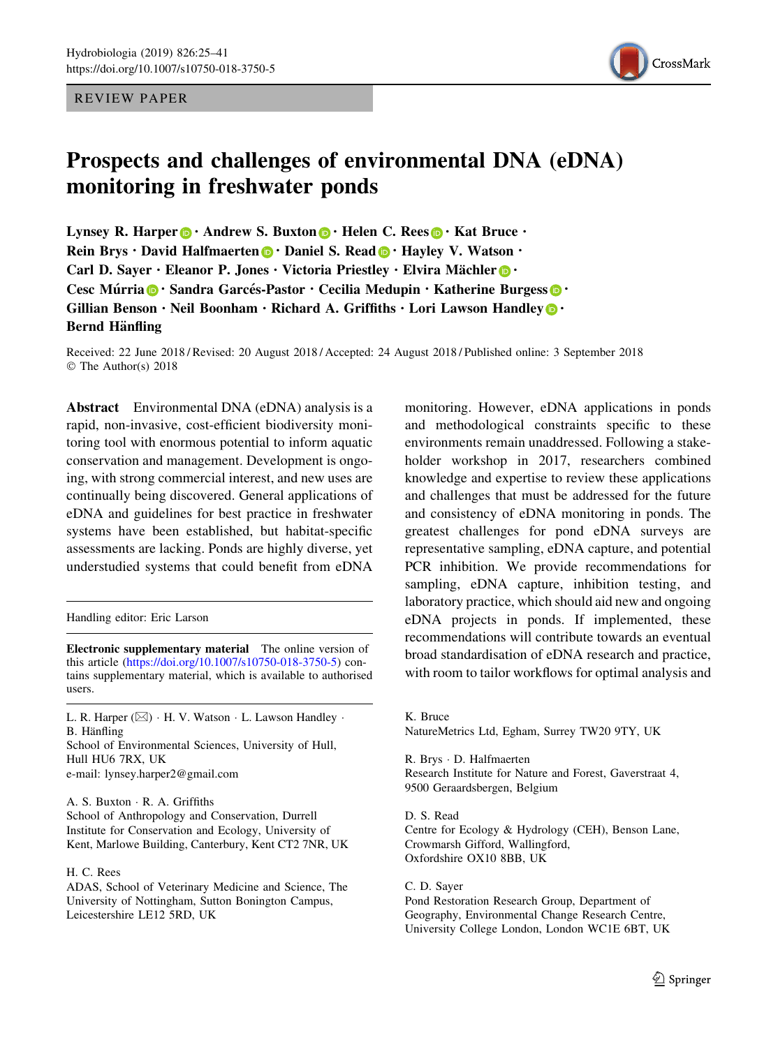REVIEW PAPER

# Prospects and challenges of environmental DNA (eDNA) monitoring in freshwater ponds

**Lynsey R. Harper · Andrew S. Buxton · Helen C. Rees · Kat Bruce · Rein Brys · David Halfmaerten · Daniel S. Read · Hayley V. Watson · Carl D. Sayer · Eleanor P. Jones · Victoria Priestley · Elvira Mächler · Cesc Múrria · Sandra Garcés-Pastor · Cecilia Medupin · Katherine Burgess · Gillian Benson · Neil Boonham · Richard A. Griffiths · Lori Lawson Handley · Bernd Hänfling**

Received: 22 June 2018 / Revised: 20 August 2018 / Accepted: 24 August 2018 / Published online: 3 September 2018
© The Author(s) 2018

**Abstract** Environmental DNA (eDNA) analysis is a rapid, non-invasive, cost-efficient biodiversity monitoring tool with enormous potential to inform aquatic conservation and management. Development is ongoing, with strong commercial interest, and new uses are continually being discovered. General applications of eDNA and guidelines for best practice in freshwater systems have been established, but habitat-specific assessments are lacking. Ponds are highly diverse, yet understudied systems that could benefit from eDNA monitoring. However, eDNA applications in ponds and methodological constraints specific to these environments remain unaddressed. Following a stakeholder workshop in 2017, researchers combined knowledge and expertise to review these applications and challenges that must be addressed for the future and consistency of eDNA monitoring in ponds. The greatest challenges for pond eDNA surveys are representative sampling, eDNA capture, and potential PCR inhibition. We provide recommendations for sampling, eDNA capture, inhibition testing, and laboratory practice, which should aid new and ongoing eDNA projects in ponds. If implemented, these recommendations will contribute towards an eventual broad standardisation of eDNA research and practice, with room to tailor workflows for optimal analysis and

Handling editor: Eric Larson

**Electronic supplementary material** The online version of this article (https://doi.org/10.1007/s10750-018-3750-5) contains supplementary material, which is available to authorised users.

L. R. Harper (✉) · H. V. Watson · L. Lawson Handley · B. Hänfling
School of Environmental Sciences, University of Hull, Hull HU6 7RX, UK
e-mail: lynsey.harper2@gmail.com

A. S. Buxton · R. A. Griffiths
School of Anthropology and Conservation, Durrell Institute for Conservation and Ecology, University of Kent, Marlowe Building, Canterbury, Kent CT2 7NR, UK

H. C. Rees
ADAS, School of Veterinary Medicine and Science, The University of Nottingham, Sutton Bonington Campus, Leicestershire LE12 5RD, UK

K. Bruce
NatureMetrics Ltd, Egham, Surrey TW20 9TY, UK

R. Brys · D. Halfmaerten
Research Institute for Nature and Forest, Gaverstraat 4, 9500 Geraardsbergen, Belgium

D. S. Read
Centre for Ecology & Hydrology (CEH), Benson Lane, Crowmarsh Gifford, Wallingford, Oxfordshire OX10 8BB, UK

C. D. Sayer
Pond Restoration Research Group, Department of Geography, Environmental Change Research Centre, University College London, London WC1E 6BT, UK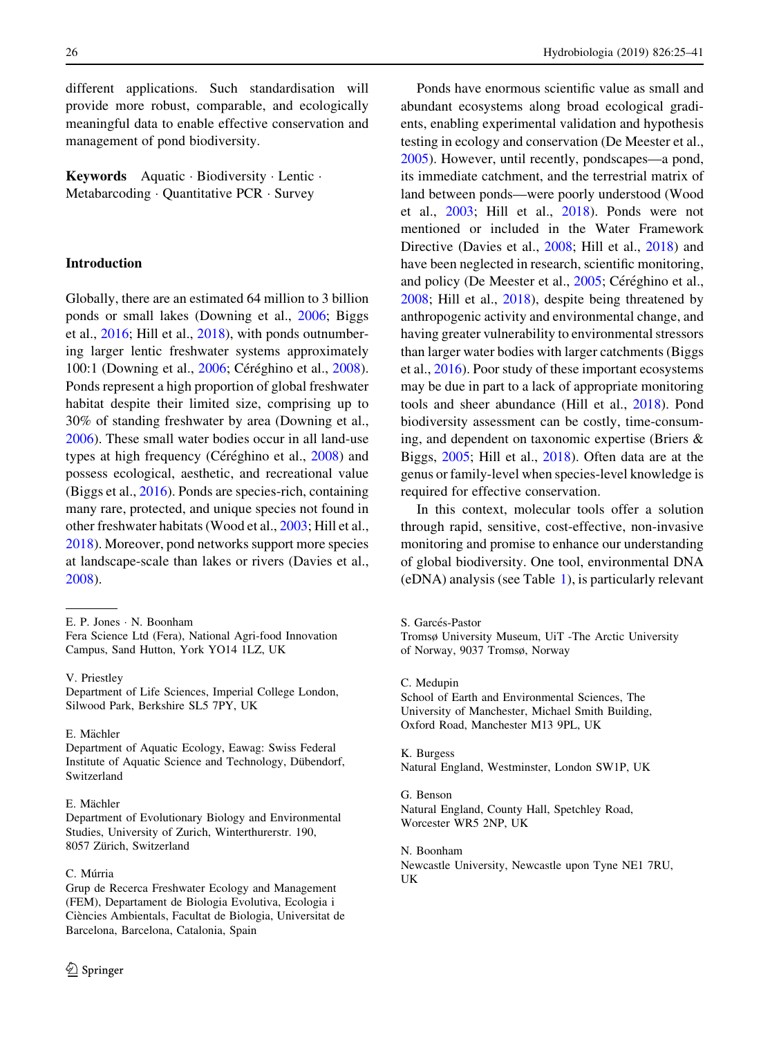different applications. Such standardisation will provide more robust, comparable, and ecologically meaningful data to enable effective conservation and management of pond biodiversity.

**Keywords** Aquatic · Biodiversity · Lentic · Metabarcoding · Quantitative PCR · Survey

## Introduction

Globally, there are an estimated 64 million to 3 billion ponds or small lakes (Downing et al., 2006; Biggs et al., 2016; Hill et al., 2018), with ponds outnumbering larger lentic freshwater systems approximately 100:1 (Downing et al., 2006; Céréghino et al., 2008). Ponds represent a high proportion of global freshwater habitat despite their limited size, comprising up to 30% of standing freshwater by area (Downing et al., 2006). These small water bodies occur in all land-use types at high frequency (Céréghino et al., 2008) and possess ecological, aesthetic, and recreational value (Biggs et al., 2016). Ponds are species-rich, containing many rare, protected, and unique species not found in other freshwater habitats (Wood et al., 2003; Hill et al., 2018). Moreover, pond networks support more species at landscape-scale than lakes or rivers (Davies et al., 2008).

Ponds have enormous scientific value as small and abundant ecosystems along broad ecological gradients, enabling experimental validation and hypothesis testing in ecology and conservation (De Meester et al., 2005). However, until recently, pondscapes—a pond, its immediate catchment, and the terrestrial matrix of land between ponds—were poorly understood (Wood et al., 2003; Hill et al., 2018). Ponds were not mentioned or included in the Water Framework Directive (Davies et al., 2008; Hill et al., 2018) and have been neglected in research, scientific monitoring, and policy (De Meester et al., 2005; Céréghino et al., 2008; Hill et al., 2018), despite being threatened by anthropogenic activity and environmental change, and having greater vulnerability to environmental stressors than larger water bodies with larger catchments (Biggs et al., 2016). Poor study of these important ecosystems may be due in part to a lack of appropriate monitoring tools and sheer abundance (Hill et al., 2018). Pond biodiversity assessment can be costly, time-consuming, and dependent on taxonomic expertise (Briers & Biggs, 2005; Hill et al., 2018). Often data are at the genus or family-level when species-level knowledge is required for effective conservation.

In this context, molecular tools offer a solution through rapid, sensitive, cost-effective, non-invasive monitoring and promise to enhance our understanding of global biodiversity. One tool, environmental DNA (eDNA) analysis (see Table 1), is particularly relevant

---

E. P. Jones · N. Boonham
Fera Science Ltd (Fera), National Agri-food Innovation Campus, Sand Hutton, York YO14 1LZ, UK

V. Priestley
Department of Life Sciences, Imperial College London, Silwood Park, Berkshire SL5 7PY, UK

E. Mächler
Department of Aquatic Ecology, Eawag: Swiss Federal Institute of Aquatic Science and Technology, Dübendorf, Switzerland

E. Mächler
Department of Evolutionary Biology and Environmental Studies, University of Zurich, Winterthurerstr. 190, 8057 Zürich, Switzerland

C. Múrria
Grup de Recerca Freshwater Ecology and Management (FEM), Departament de Biologia Evolutiva, Ecologia i Ciències Ambientals, Facultat de Biologia, Universitat de Barcelona, Barcelona, Catalonia, Spain

S. Garcés-Pastor
Tromsø University Museum, UiT -The Arctic University of Norway, 9037 Tromsø, Norway

C. Medupin
School of Earth and Environmental Sciences, The University of Manchester, Michael Smith Building, Oxford Road, Manchester M13 9PL, UK

K. Burgess
Natural England, Westminster, London SW1P, UK

G. Benson
Natural England, County Hall, Spetchley Road, Worcester WR5 2NP, UK

N. Boonham
Newcastle University, Newcastle upon Tyne NE1 7RU, UK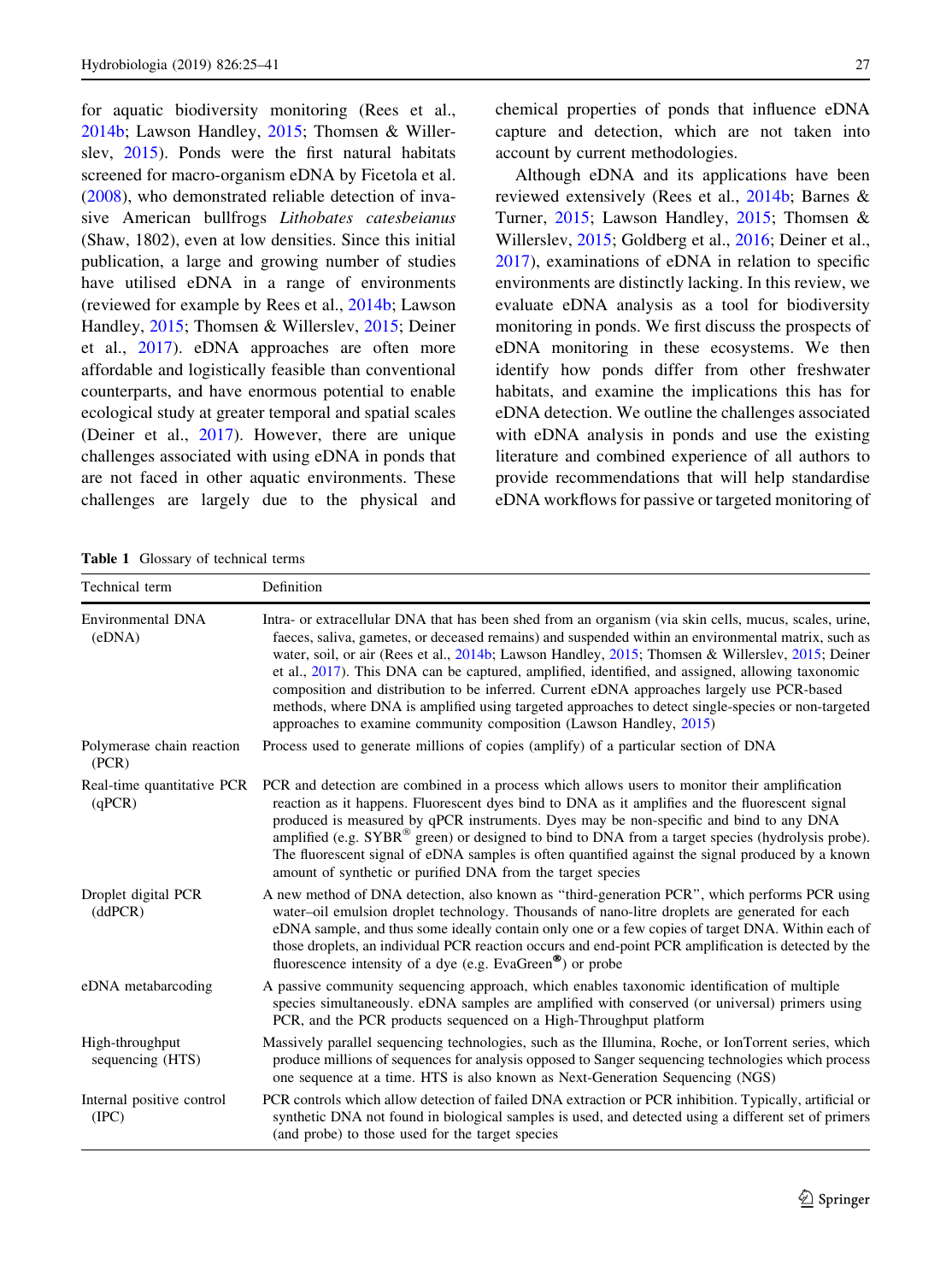for aquatic biodiversity monitoring (Rees et al., 2014b; Lawson Handley, 2015; Thomsen & Willerslev, 2015). Ponds were the first natural habitats screened for macro-organism eDNA by Ficetola et al. (2008), who demonstrated reliable detection of invasive American bullfrogs *Lithobates catesbeianus* (Shaw, 1802), even at low densities. Since this initial publication, a large and growing number of studies have utilised eDNA in a range of environments (reviewed for example by Rees et al., 2014b; Lawson Handley, 2015; Thomsen & Willerslev, 2015; Deiner et al., 2017). eDNA approaches are often more affordable and logistically feasible than conventional counterparts, and have enormous potential to enable ecological study at greater temporal and spatial scales (Deiner et al., 2017). However, there are unique challenges associated with using eDNA in ponds that are not faced in other aquatic environments. These challenges are largely due to the physical and chemical properties of ponds that influence eDNA capture and detection, which are not taken into account by current methodologies.

Although eDNA and its applications have been reviewed extensively (Rees et al., 2014b; Barnes & Turner, 2015; Lawson Handley, 2015; Thomsen & Willerslev, 2015; Goldberg et al., 2016; Deiner et al., 2017), examinations of eDNA in relation to specific environments are distinctly lacking. In this review, we evaluate eDNA analysis as a tool for biodiversity monitoring in ponds. We first discuss the prospects of eDNA monitoring in these ecosystems. We then identify how ponds differ from other freshwater habitats, and examine the implications this has for eDNA detection. We outline the challenges associated with eDNA analysis in ponds and use the existing literature and combined experience of all authors to provide recommendations that will help standardise eDNA workflows for passive or targeted monitoring of

**Table 1** Glossary of technical terms

| Technical term | Definition |
|---|---|
| Environmental DNA (eDNA) | Intra- or extracellular DNA that has been shed from an organism (via skin cells, mucus, scales, urine, faeces, saliva, gametes, or deceased remains) and suspended within an environmental matrix, such as water, soil, or air (Rees et al., 2014b; Lawson Handley, 2015; Thomsen & Willerslev, 2015; Deiner et al., 2017). This DNA can be captured, amplified, identified, and assigned, allowing taxonomic composition and distribution to be inferred. Current eDNA approaches largely use PCR-based methods, where DNA is amplified using targeted approaches to detect single-species or non-targeted approaches to examine community composition (Lawson Handley, 2015) |
| Polymerase chain reaction (PCR) | Process used to generate millions of copies (amplify) of a particular section of DNA |
| Real-time quantitative PCR (qPCR) | PCR and detection are combined in a process which allows users to monitor their amplification reaction as it happens. Fluorescent dyes bind to DNA as it amplifies and the fluorescent signal produced is measured by qPCR instruments. Dyes may be non-specific and bind to any DNA amplified (e.g. SYBR® green) or designed to bind to DNA from a target species (hydrolysis probe). The fluorescent signal of eDNA samples is often quantified against the signal produced by a known amount of synthetic or purified DNA from the target species |
| Droplet digital PCR (ddPCR) | A new method of DNA detection, also known as "third-generation PCR", which performs PCR using water–oil emulsion droplet technology. Thousands of nano-litre droplets are generated for each eDNA sample, and thus some ideally contain only one or a few copies of target DNA. Within each of those droplets, an individual PCR reaction occurs and end-point PCR amplification is detected by the fluorescence intensity of a dye (e.g. EvaGreen®) or probe |
| eDNA metabarcoding | A passive community sequencing approach, which enables taxonomic identification of multiple species simultaneously. eDNA samples are amplified with conserved (or universal) primers using PCR, and the PCR products sequenced on a High-Throughput platform |
| High-throughput sequencing (HTS) | Massively parallel sequencing technologies, such as the Illumina, Roche, or IonTorrent series, which produce millions of sequences for analysis opposed to Sanger sequencing technologies which process one sequence at a time. HTS is also known as Next-Generation Sequencing (NGS) |
| Internal positive control (IPC) | PCR controls which allow detection of failed DNA extraction or PCR inhibition. Typically, artificial or synthetic DNA not found in biological samples is used, and detected using a different set of primers (and probe) to those used for the target species |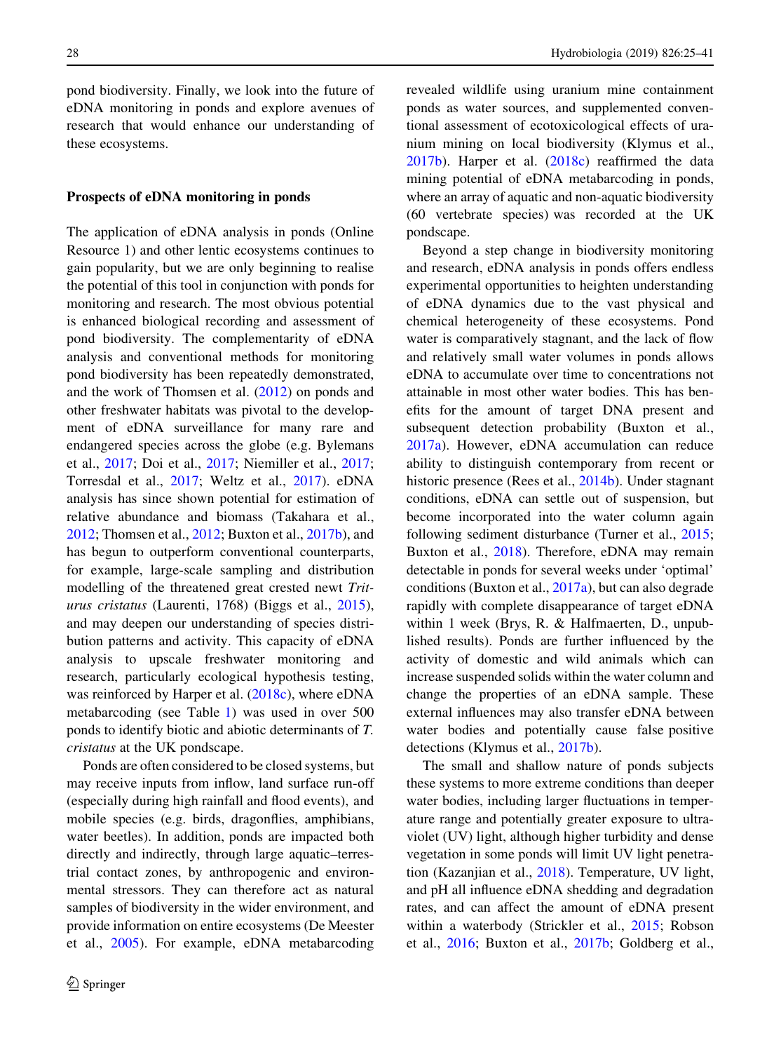pond biodiversity. Finally, we look into the future of eDNA monitoring in ponds and explore avenues of research that would enhance our understanding of these ecosystems.

## Prospects of eDNA monitoring in ponds

The application of eDNA analysis in ponds (Online Resource 1) and other lentic ecosystems continues to gain popularity, but we are only beginning to realise the potential of this tool in conjunction with ponds for monitoring and research. The most obvious potential is enhanced biological recording and assessment of pond biodiversity. The complementarity of eDNA analysis and conventional methods for monitoring pond biodiversity has been repeatedly demonstrated, and the work of Thomsen et al. (2012) on ponds and other freshwater habitats was pivotal to the development of eDNA surveillance for many rare and endangered species across the globe (e.g. Bylemans et al., 2017; Doi et al., 2017; Niemiller et al., 2017; Torresdal et al., 2017; Weltz et al., 2017). eDNA analysis has since shown potential for estimation of relative abundance and biomass (Takahara et al., 2012; Thomsen et al., 2012; Buxton et al., 2017b), and has begun to outperform conventional counterparts, for example, large-scale sampling and distribution modelling of the threatened great crested newt *Triturus cristatus* (Laurenti, 1768) (Biggs et al., 2015), and may deepen our understanding of species distribution patterns and activity. This capacity of eDNA analysis to upscale freshwater monitoring and research, particularly ecological hypothesis testing, was reinforced by Harper et al. (2018c), where eDNA metabarcoding (see Table 1) was used in over 500 ponds to identify biotic and abiotic determinants of *T. cristatus* at the UK pondscape.

Ponds are often considered to be closed systems, but may receive inputs from inflow, land surface run-off (especially during high rainfall and flood events), and mobile species (e.g. birds, dragonflies, amphibians, water beetles). In addition, ponds are impacted both directly and indirectly, through large aquatic–terrestrial contact zones, by anthropogenic and environmental stressors. They can therefore act as natural samples of biodiversity in the wider environment, and provide information on entire ecosystems (De Meester et al., 2005). For example, eDNA metabarcoding revealed wildlife using uranium mine containment ponds as water sources, and supplemented conventional assessment of ecotoxicological effects of uranium mining on local biodiversity (Klymus et al., 2017b). Harper et al. (2018c) reaffirmed the data mining potential of eDNA metabarcoding in ponds, where an array of aquatic and non-aquatic biodiversity (60 vertebrate species) was recorded at the UK pondscape.

Beyond a step change in biodiversity monitoring and research, eDNA analysis in ponds offers endless experimental opportunities to heighten understanding of eDNA dynamics due to the vast physical and chemical heterogeneity of these ecosystems. Pond water is comparatively stagnant, and the lack of flow and relatively small water volumes in ponds allows eDNA to accumulate over time to concentrations not attainable in most other water bodies. This has benefits for the amount of target DNA present and subsequent detection probability (Buxton et al., 2017a). However, eDNA accumulation can reduce ability to distinguish contemporary from recent or historic presence (Rees et al., 2014b). Under stagnant conditions, eDNA can settle out of suspension, but become incorporated into the water column again following sediment disturbance (Turner et al., 2015; Buxton et al., 2018). Therefore, eDNA may remain detectable in ponds for several weeks under 'optimal' conditions (Buxton et al., 2017a), but can also degrade rapidly with complete disappearance of target eDNA within 1 week (Brys, R. & Halfmaerten, D., unpublished results). Ponds are further influenced by the activity of domestic and wild animals which can increase suspended solids within the water column and change the properties of an eDNA sample. These external influences may also transfer eDNA between water bodies and potentially cause false positive detections (Klymus et al., 2017b).

The small and shallow nature of ponds subjects these systems to more extreme conditions than deeper water bodies, including larger fluctuations in temperature range and potentially greater exposure to ultraviolet (UV) light, although higher turbidity and dense vegetation in some ponds will limit UV light penetration (Kazanjian et al., 2018). Temperature, UV light, and pH all influence eDNA shedding and degradation rates, and can affect the amount of eDNA present within a waterbody (Strickler et al., 2015; Robson et al., 2016; Buxton et al., 2017b; Goldberg et al.,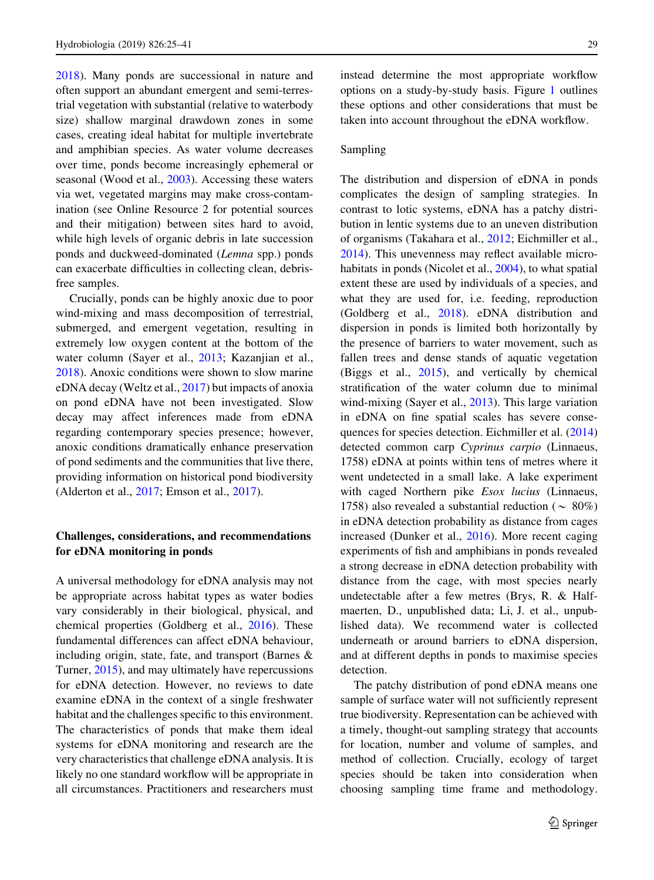2018). Many ponds are successional in nature and often support an abundant emergent and semi-terrestrial vegetation with substantial (relative to waterbody size) shallow marginal drawdown zones in some cases, creating ideal habitat for multiple invertebrate and amphibian species. As water volume decreases over time, ponds become increasingly ephemeral or seasonal (Wood et al., 2003). Accessing these waters via wet, vegetated margins may make cross-contamination (see Online Resource 2 for potential sources and their mitigation) between sites hard to avoid, while high levels of organic debris in late succession ponds and duckweed-dominated (*Lemna* spp.) ponds can exacerbate difficulties in collecting clean, debris-free samples.

Crucially, ponds can be highly anoxic due to poor wind-mixing and mass decomposition of terrestrial, submerged, and emergent vegetation, resulting in extremely low oxygen content at the bottom of the water column (Sayer et al., 2013; Kazanjian et al., 2018). Anoxic conditions were shown to slow marine eDNA decay (Weltz et al., 2017) but impacts of anoxia on pond eDNA have not been investigated. Slow decay may affect inferences made from eDNA regarding contemporary species presence; however, anoxic conditions dramatically enhance preservation of pond sediments and the communities that live there, providing information on historical pond biodiversity (Alderton et al., 2017; Emson et al., 2017).

## Challenges, considerations, and recommendations for eDNA monitoring in ponds

A universal methodology for eDNA analysis may not be appropriate across habitat types as water bodies vary considerably in their biological, physical, and chemical properties (Goldberg et al., 2016). These fundamental differences can affect eDNA behaviour, including origin, state, fate, and transport (Barnes & Turner, 2015), and may ultimately have repercussions for eDNA detection. However, no reviews to date examine eDNA in the context of a single freshwater habitat and the challenges specific to this environment. The characteristics of ponds that make them ideal systems for eDNA monitoring and research are the very characteristics that challenge eDNA analysis. It is likely no one standard workflow will be appropriate in all circumstances. Practitioners and researchers must instead determine the most appropriate workflow options on a study-by-study basis. Figure 1 outlines these options and other considerations that must be taken into account throughout the eDNA workflow.

### Sampling

The distribution and dispersion of eDNA in ponds complicates the design of sampling strategies. In contrast to lotic systems, eDNA has a patchy distribution in lentic systems due to an uneven distribution of organisms (Takahara et al., 2012; Eichmiller et al., 2014). This unevenness may reflect available microhabitats in ponds (Nicolet et al., 2004), to what spatial extent these are used by individuals of a species, and what they are used for, i.e. feeding, reproduction (Goldberg et al., 2018). eDNA distribution and dispersion in ponds is limited both horizontally by the presence of barriers to water movement, such as fallen trees and dense stands of aquatic vegetation (Biggs et al., 2015), and vertically by chemical stratification of the water column due to minimal wind-mixing (Sayer et al., 2013). This large variation in eDNA on fine spatial scales has severe consequences for species detection. Eichmiller et al. (2014) detected common carp *Cyprinus carpio* (Linnaeus, 1758) eDNA at points within tens of metres where it went undetected in a small lake. A lake experiment with caged Northern pike *Esox lucius* (Linnaeus, 1758) also revealed a substantial reduction ($\sim$ 80%) in eDNA detection probability as distance from cages increased (Dunker et al., 2016). More recent caging experiments of fish and amphibians in ponds revealed a strong decrease in eDNA detection probability with distance from the cage, with most species nearly undetectable after a few metres (Brys, R. & Halfmaerten, D., unpublished data; Li, J. et al., unpublished data). We recommend water is collected underneath or around barriers to eDNA dispersion, and at different depths in ponds to maximise species detection.

The patchy distribution of pond eDNA means one sample of surface water will not sufficiently represent true biodiversity. Representation can be achieved with a timely, thought-out sampling strategy that accounts for location, number and volume of samples, and method of collection. Crucially, ecology of target species should be taken into consideration when choosing sampling time frame and methodology.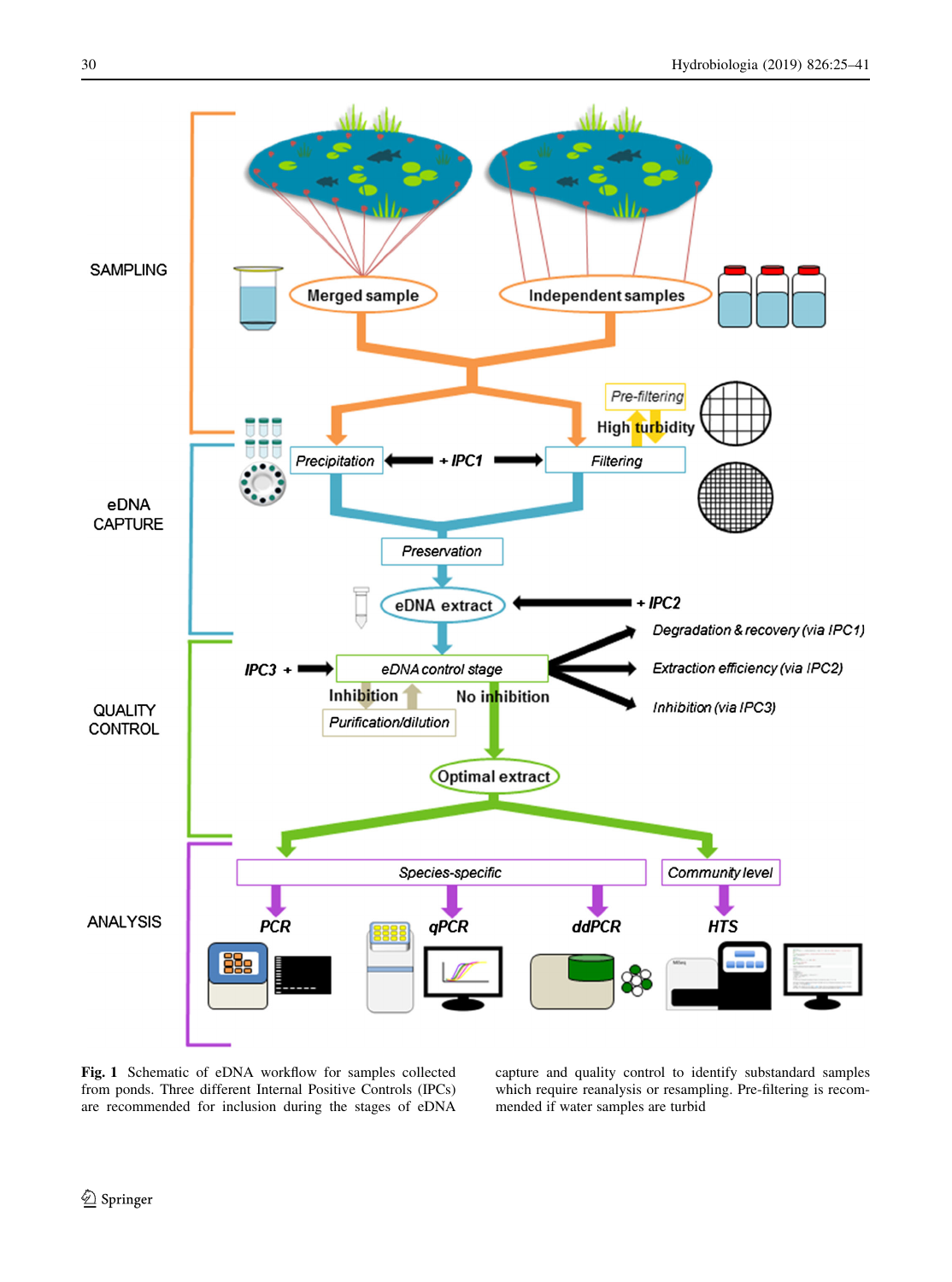**Fig. 1** Schematic of eDNA workflow for samples collected from ponds. Three different Internal Positive Controls (IPCs) are recommended for inclusion during the stages of eDNA capture and quality control to identify substandard samples which require reanalysis or resampling. Pre-filtering is recommended if water samples are turbid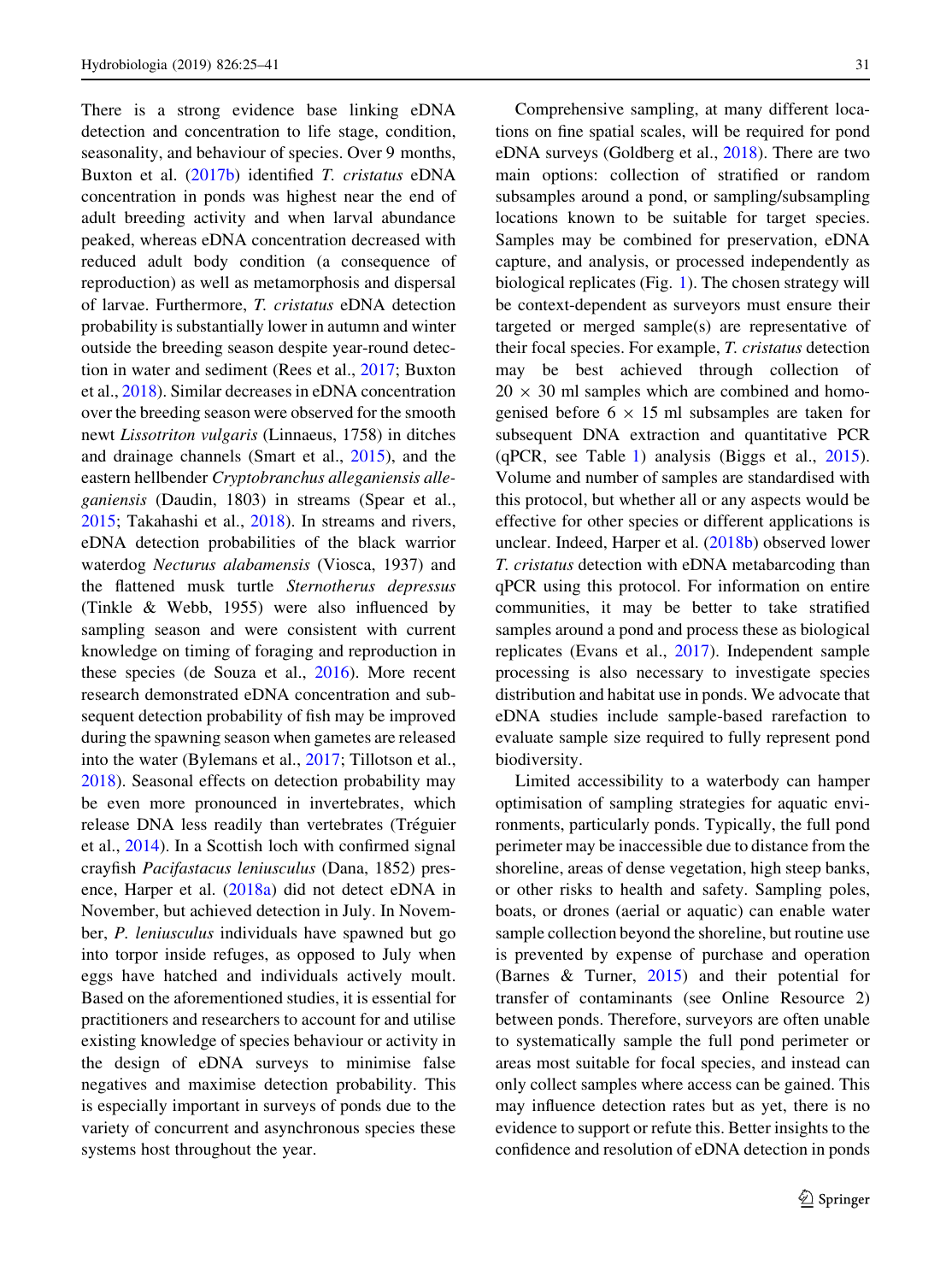There is a strong evidence base linking eDNA detection and concentration to life stage, condition, seasonality, and behaviour of species. Over 9 months, Buxton et al. (2017b) identified *T. cristatus* eDNA concentration in ponds was highest near the end of adult breeding activity and when larval abundance peaked, whereas eDNA concentration decreased with reduced adult body condition (a consequence of reproduction) as well as metamorphosis and dispersal of larvae. Furthermore, *T. cristatus* eDNA detection probability is substantially lower in autumn and winter outside the breeding season despite year-round detection in water and sediment (Rees et al., 2017; Buxton et al., 2018). Similar decreases in eDNA concentration over the breeding season were observed for the smooth newt *Lissotriton vulgaris* (Linnaeus, 1758) in ditches and drainage channels (Smart et al., 2015), and the eastern hellbender *Cryptobranchus alleganiensis alleganiensis* (Daudin, 1803) in streams (Spear et al., 2015; Takahashi et al., 2018). In streams and rivers, eDNA detection probabilities of the black warrior waterdog *Necturus alabamensis* (Viosca, 1937) and the flattened musk turtle *Sternotherus depressus* (Tinkle & Webb, 1955) were also influenced by sampling season and were consistent with current knowledge on timing of foraging and reproduction in these species (de Souza et al., 2016). More recent research demonstrated eDNA concentration and subsequent detection probability of fish may be improved during the spawning season when gametes are released into the water (Bylemans et al., 2017; Tillotson et al., 2018). Seasonal effects on detection probability may be even more pronounced in invertebrates, which release DNA less readily than vertebrates (Tréguier et al., 2014). In a Scottish loch with confirmed signal crayfish *Pacifastacus leniusculus* (Dana, 1852) presence, Harper et al. (2018a) did not detect eDNA in November, but achieved detection in July. In November, *P. leniusculus* individuals have spawned but go into torpor inside refuges, as opposed to July when eggs have hatched and individuals actively moult. Based on the aforementioned studies, it is essential for practitioners and researchers to account for and utilise existing knowledge of species behaviour or activity in the design of eDNA surveys to minimise false negatives and maximise detection probability. This is especially important in surveys of ponds due to the variety of concurrent and asynchronous species these systems host throughout the year.

Comprehensive sampling, at many different locations on fine spatial scales, will be required for pond eDNA surveys (Goldberg et al., 2018). There are two main options: collection of stratified or random subsamples around a pond, or sampling/subsampling locations known to be suitable for target species. Samples may be combined for preservation, eDNA capture, and analysis, or processed independently as biological replicates (Fig. 1). The chosen strategy will be context-dependent as surveyors must ensure their targeted or merged sample(s) are representative of their focal species. For example, *T. cristatus* detection may be best achieved through collection of $20 \times 30$ ml samples which are combined and homogenised before $6 \times 15$ ml subsamples are taken for subsequent DNA extraction and quantitative PCR (qPCR, see Table 1) analysis (Biggs et al., 2015). Volume and number of samples are standardised with this protocol, but whether all or any aspects would be effective for other species or different applications is unclear. Indeed, Harper et al. (2018b) observed lower *T. cristatus* detection with eDNA metabarcoding than qPCR using this protocol. For information on entire communities, it may be better to take stratified samples around a pond and process these as biological replicates (Evans et al., 2017). Independent sample processing is also necessary to investigate species distribution and habitat use in ponds. We advocate that eDNA studies include sample-based rarefaction to evaluate sample size required to fully represent pond biodiversity.

Limited accessibility to a waterbody can hamper optimisation of sampling strategies for aquatic environments, particularly ponds. Typically, the full pond perimeter may be inaccessible due to distance from the shoreline, areas of dense vegetation, high steep banks, or other risks to health and safety. Sampling poles, boats, or drones (aerial or aquatic) can enable water sample collection beyond the shoreline, but routine use is prevented by expense of purchase and operation (Barnes & Turner, 2015) and their potential for transfer of contaminants (see Online Resource 2) between ponds. Therefore, surveyors are often unable to systematically sample the full pond perimeter or areas most suitable for focal species, and instead can only collect samples where access can be gained. This may influence detection rates but as yet, there is no evidence to support or refute this. Better insights to the confidence and resolution of eDNA detection in ponds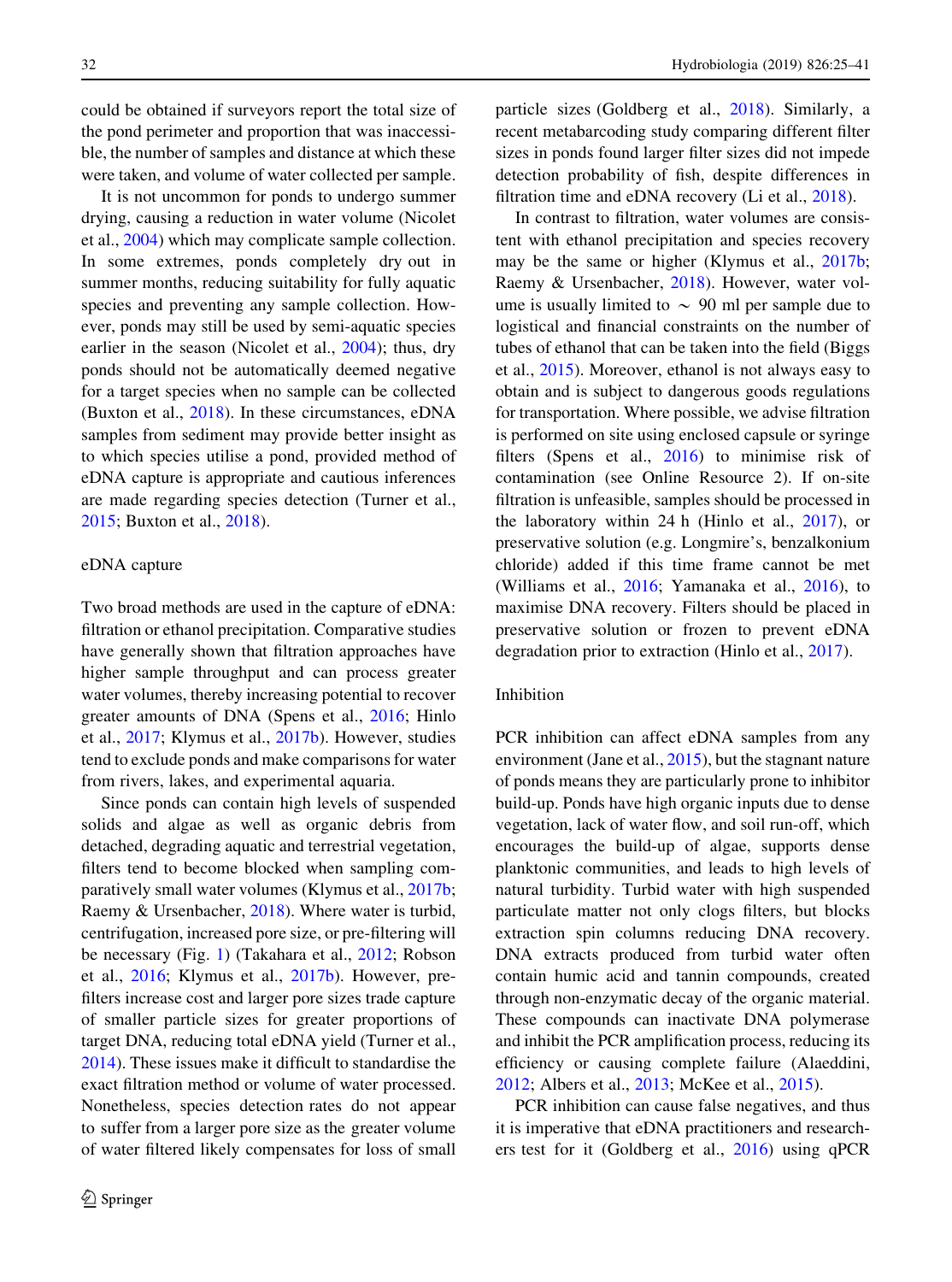could be obtained if surveyors report the total size of the pond perimeter and proportion that was inaccessible, the number of samples and distance at which these were taken, and volume of water collected per sample.

It is not uncommon for ponds to undergo summer drying, causing a reduction in water volume (Nicolet et al., 2004) which may complicate sample collection. In some extremes, ponds completely dry out in summer months, reducing suitability for fully aquatic species and preventing any sample collection. However, ponds may still be used by semi-aquatic species earlier in the season (Nicolet et al., 2004); thus, dry ponds should not be automatically deemed negative for a target species when no sample can be collected (Buxton et al., 2018). In these circumstances, eDNA samples from sediment may provide better insight as to which species utilise a pond, provided method of eDNA capture is appropriate and cautious inferences are made regarding species detection (Turner et al., 2015; Buxton et al., 2018).

### eDNA capture

Two broad methods are used in the capture of eDNA: filtration or ethanol precipitation. Comparative studies have generally shown that filtration approaches have higher sample throughput and can process greater water volumes, thereby increasing potential to recover greater amounts of DNA (Spens et al., 2016; Hinlo et al., 2017; Klymus et al., 2017b). However, studies tend to exclude ponds and make comparisons for water from rivers, lakes, and experimental aquaria.

Since ponds can contain high levels of suspended solids and algae as well as organic debris from detached, degrading aquatic and terrestrial vegetation, filters tend to become blocked when sampling comparatively small water volumes (Klymus et al., 2017b; Raemy & Ursenbacher, 2018). Where water is turbid, centrifugation, increased pore size, or pre-filtering will be necessary (Fig. 1) (Takahara et al., 2012; Robson et al., 2016; Klymus et al., 2017b). However, pre-filters increase cost and larger pore sizes trade capture of smaller particle sizes for greater proportions of target DNA, reducing total eDNA yield (Turner et al., 2014). These issues make it difficult to standardise the exact filtration method or volume of water processed. Nonetheless, species detection rates do not appear to suffer from a larger pore size as the greater volume of water filtered likely compensates for loss of small particle sizes (Goldberg et al., 2018). Similarly, a recent metabarcoding study comparing different filter sizes in ponds found larger filter sizes did not impede detection probability of fish, despite differences in filtration time and eDNA recovery (Li et al., 2018).

In contrast to filtration, water volumes are consistent with ethanol precipitation and species recovery may be the same or higher (Klymus et al., 2017b; Raemy & Ursenbacher, 2018). However, water volume is usually limited to ~ 90 ml per sample due to logistical and financial constraints on the number of tubes of ethanol that can be taken into the field (Biggs et al., 2015). Moreover, ethanol is not always easy to obtain and is subject to dangerous goods regulations for transportation. Where possible, we advise filtration is performed on site using enclosed capsule or syringe filters (Spens et al., 2016) to minimise risk of contamination (see Online Resource 2). If on-site filtration is unfeasible, samples should be processed in the laboratory within 24 h (Hinlo et al., 2017), or preservative solution (e.g. Longmire's, benzalkonium chloride) added if this time frame cannot be met (Williams et al., 2016; Yamanaka et al., 2016), to maximise DNA recovery. Filters should be placed in preservative solution or frozen to prevent eDNA degradation prior to extraction (Hinlo et al., 2017).

### Inhibition

PCR inhibition can affect eDNA samples from any environment (Jane et al., 2015), but the stagnant nature of ponds means they are particularly prone to inhibitor build-up. Ponds have high organic inputs due to dense vegetation, lack of water flow, and soil run-off, which encourages the build-up of algae, supports dense planktonic communities, and leads to high levels of natural turbidity. Turbid water with high suspended particulate matter not only clogs filters, but blocks extraction spin columns reducing DNA recovery. DNA extracts produced from turbid water often contain humic acid and tannin compounds, created through non-enzymatic decay of the organic material. These compounds can inactivate DNA polymerase and inhibit the PCR amplification process, reducing its efficiency or causing complete failure (Alaeddini, 2012; Albers et al., 2013; McKee et al., 2015).

PCR inhibition can cause false negatives, and thus it is imperative that eDNA practitioners and researchers test for it (Goldberg et al., 2016) using qPCR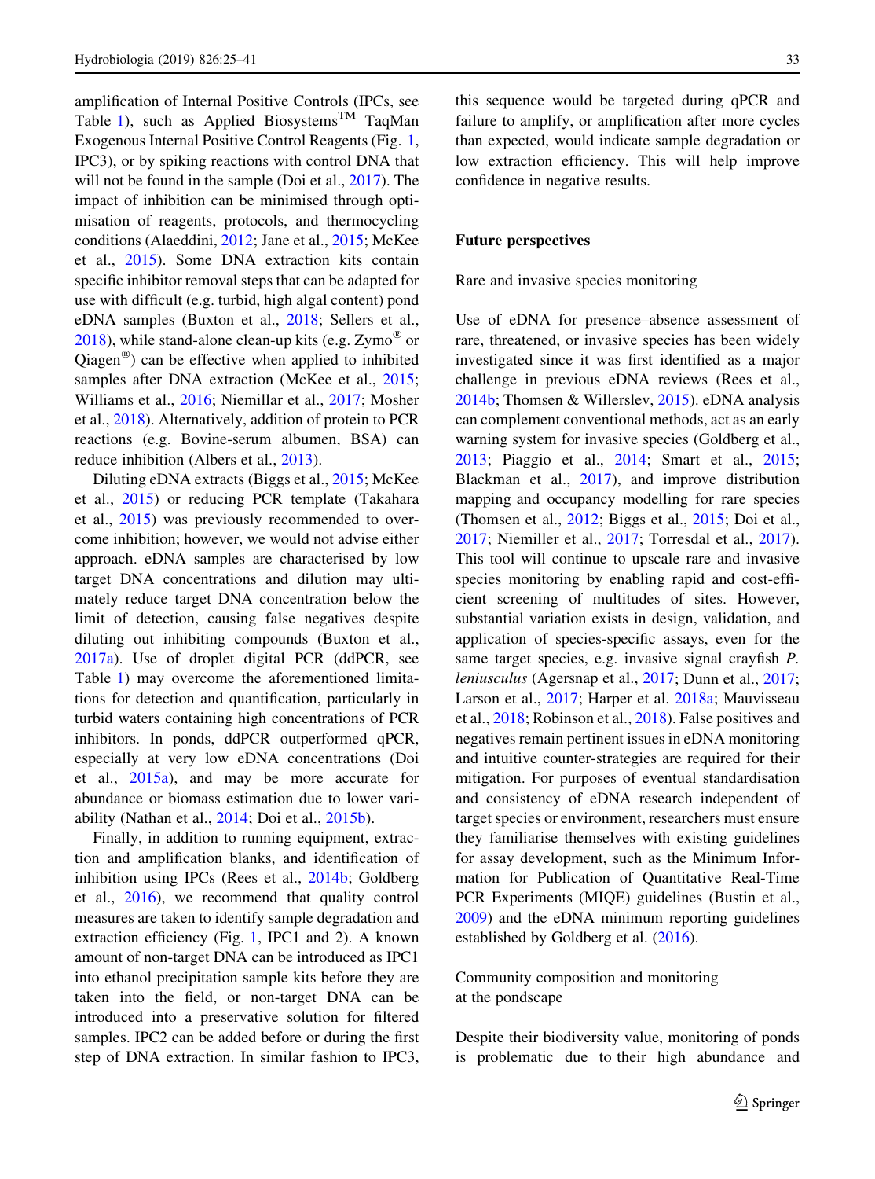amplification of Internal Positive Controls (IPCs, see Table 1), such as Applied Biosystems™ TaqMan Exogenous Internal Positive Control Reagents (Fig. 1, IPC3), or by spiking reactions with control DNA that will not be found in the sample (Doi et al., 2017). The impact of inhibition can be minimised through optimisation of reagents, protocols, and thermocycling conditions (Alaeddini, 2012; Jane et al., 2015; McKee et al., 2015). Some DNA extraction kits contain specific inhibitor removal steps that can be adapted for use with difficult (e.g. turbid, high algal content) pond eDNA samples (Buxton et al., 2018; Sellers et al., 2018), while stand-alone clean-up kits (e.g. Zymo® or Qiagen®) can be effective when applied to inhibited samples after DNA extraction (McKee et al., 2015; Williams et al., 2016; Niemillar et al., 2017; Mosher et al., 2018). Alternatively, addition of protein to PCR reactions (e.g. Bovine-serum albumen, BSA) can reduce inhibition (Albers et al., 2013).

Diluting eDNA extracts (Biggs et al., 2015; McKee et al., 2015) or reducing PCR template (Takahara et al., 2015) was previously recommended to overcome inhibition; however, we would not advise either approach. eDNA samples are characterised by low target DNA concentrations and dilution may ultimately reduce target DNA concentration below the limit of detection, causing false negatives despite diluting out inhibiting compounds (Buxton et al., 2017a). Use of droplet digital PCR (ddPCR, see Table 1) may overcome the aforementioned limitations for detection and quantification, particularly in turbid waters containing high concentrations of PCR inhibitors. In ponds, ddPCR outperformed qPCR, especially at very low eDNA concentrations (Doi et al., 2015a), and may be more accurate for abundance or biomass estimation due to lower variability (Nathan et al., 2014; Doi et al., 2015b).

Finally, in addition to running equipment, extraction and amplification blanks, and identification of inhibition using IPCs (Rees et al., 2014b; Goldberg et al., 2016), we recommend that quality control measures are taken to identify sample degradation and extraction efficiency (Fig. 1, IPC1 and 2). A known amount of non-target DNA can be introduced as IPC1 into ethanol precipitation sample kits before they are taken into the field, or non-target DNA can be introduced into a preservative solution for filtered samples. IPC2 can be added before or during the first step of DNA extraction. In similar fashion to IPC3, this sequence would be targeted during qPCR and failure to amplify, or amplification after more cycles than expected, would indicate sample degradation or low extraction efficiency. This will help improve confidence in negative results.

## Future perspectives

### Rare and invasive species monitoring

Use of eDNA for presence–absence assessment of rare, threatened, or invasive species has been widely investigated since it was first identified as a major challenge in previous eDNA reviews (Rees et al., 2014b; Thomsen & Willerslev, 2015). eDNA analysis can complement conventional methods, act as an early warning system for invasive species (Goldberg et al., 2013; Piaggio et al., 2014; Smart et al., 2015; Blackman et al., 2017), and improve distribution mapping and occupancy modelling for rare species (Thomsen et al., 2012; Biggs et al., 2015; Doi et al., 2017; Niemiller et al., 2017; Torresdal et al., 2017). This tool will continue to upscale rare and invasive species monitoring by enabling rapid and cost-efficient screening of multitudes of sites. However, substantial variation exists in design, validation, and application of species-specific assays, even for the same target species, e.g. invasive signal crayfish *P. leniusculus* (Agersnap et al., 2017; Dunn et al., 2017; Larson et al., 2017; Harper et al. 2018a; Mauvisseau et al., 2018; Robinson et al., 2018). False positives and negatives remain pertinent issues in eDNA monitoring and intuitive counter-strategies are required for their mitigation. For purposes of eventual standardisation and consistency of eDNA research independent of target species or environment, researchers must ensure they familiarise themselves with existing guidelines for assay development, such as the Minimum Information for Publication of Quantitative Real-Time PCR Experiments (MIQE) guidelines (Bustin et al., 2009) and the eDNA minimum reporting guidelines established by Goldberg et al. (2016).

### Community composition and monitoring at the pondscape

Despite their biodiversity value, monitoring of ponds is problematic due to their high abundance and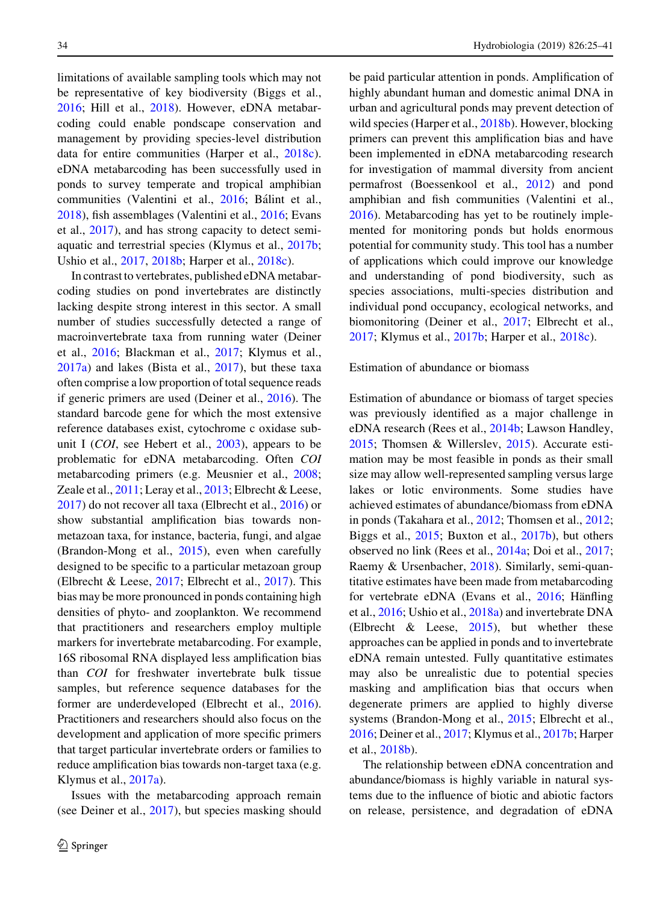limitations of available sampling tools which may not be representative of key biodiversity (Biggs et al., 2016; Hill et al., 2018). However, eDNA metabarcoding could enable pondscape conservation and management by providing species-level distribution data for entire communities (Harper et al., 2018c). eDNA metabarcoding has been successfully used in ponds to survey temperate and tropical amphibian communities (Valentini et al., 2016; Bálint et al., 2018), fish assemblages (Valentini et al., 2016; Evans et al., 2017), and has strong capacity to detect semi-aquatic and terrestrial species (Klymus et al., 2017b; Ushio et al., 2017, 2018b; Harper et al., 2018c).

In contrast to vertebrates, published eDNA metabarcoding studies on pond invertebrates are distinctly lacking despite strong interest in this sector. A small number of studies successfully detected a range of macroinvertebrate taxa from running water (Deiner et al., 2016; Blackman et al., 2017; Klymus et al., 2017a) and lakes (Bista et al., 2017), but these taxa often comprise a low proportion of total sequence reads if generic primers are used (Deiner et al., 2016). The standard barcode gene for which the most extensive reference databases exist, cytochrome c oxidase subunit I (*COI*, see Hebert et al., 2003), appears to be problematic for eDNA metabarcoding. Often *COI* metabarcoding primers (e.g. Meusnier et al., 2008; Zeale et al., 2011; Leray et al., 2013; Elbrecht & Leese, 2017) do not recover all taxa (Elbrecht et al., 2016) or show substantial amplification bias towards non-metazoan taxa, for instance, bacteria, fungi, and algae (Brandon-Mong et al., 2015), even when carefully designed to be specific to a particular metazoan group (Elbrecht & Leese, 2017; Elbrecht et al., 2017). This bias may be more pronounced in ponds containing high densities of phyto- and zooplankton. We recommend that practitioners and researchers employ multiple markers for invertebrate metabarcoding. For example, 16S ribosomal RNA displayed less amplification bias than *COI* for freshwater invertebrate bulk tissue samples, but reference sequence databases for the former are underdeveloped (Elbrecht et al., 2016). Practitioners and researchers should also focus on the development and application of more specific primers that target particular invertebrate orders or families to reduce amplification bias towards non-target taxa (e.g. Klymus et al., 2017a).

Issues with the metabarcoding approach remain (see Deiner et al., 2017), but species masking should be paid particular attention in ponds. Amplification of highly abundant human and domestic animal DNA in urban and agricultural ponds may prevent detection of wild species (Harper et al., 2018b). However, blocking primers can prevent this amplification bias and have been implemented in eDNA metabarcoding research for investigation of mammal diversity from ancient permafrost (Boessenkool et al., 2012) and pond amphibian and fish communities (Valentini et al., 2016). Metabarcoding has yet to be routinely implemented for monitoring ponds but holds enormous potential for community study. This tool has a number of applications which could improve our knowledge and understanding of pond biodiversity, such as species associations, multi-species distribution and individual pond occupancy, ecological networks, and biomonitoring (Deiner et al., 2017; Elbrecht et al., 2017; Klymus et al., 2017b; Harper et al., 2018c).

### Estimation of abundance or biomass

Estimation of abundance or biomass of target species was previously identified as a major challenge in eDNA research (Rees et al., 2014b; Lawson Handley, 2015; Thomsen & Willerslev, 2015). Accurate estimation may be most feasible in ponds as their small size may allow well-represented sampling versus large lakes or lotic environments. Some studies have achieved estimates of abundance/biomass from eDNA in ponds (Takahara et al., 2012; Thomsen et al., 2012; Biggs et al., 2015; Buxton et al., 2017b), but others observed no link (Rees et al., 2014a; Doi et al., 2017; Raemy & Ursenbacher, 2018). Similarly, semi-quantitative estimates have been made from metabarcoding for vertebrate eDNA (Evans et al., 2016; Hänfling et al., 2016; Ushio et al., 2018a) and invertebrate DNA (Elbrecht & Leese, 2015), but whether these approaches can be applied in ponds and to invertebrate eDNA remain untested. Fully quantitative estimates may also be unrealistic due to potential species masking and amplification bias that occurs when degenerate primers are applied to highly diverse systems (Brandon-Mong et al., 2015; Elbrecht et al., 2016; Deiner et al., 2017; Klymus et al., 2017b; Harper et al., 2018b).

The relationship between eDNA concentration and abundance/biomass is highly variable in natural systems due to the influence of biotic and abiotic factors on release, persistence, and degradation of eDNA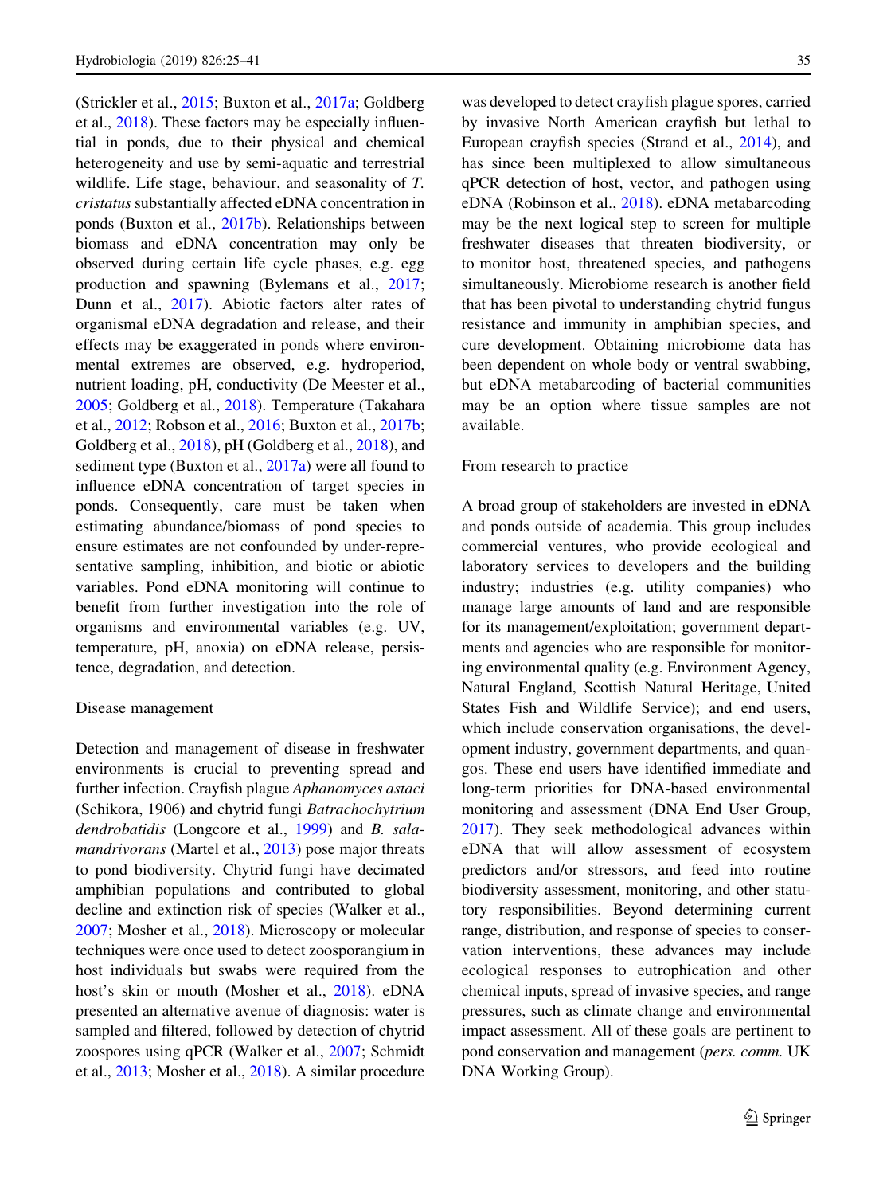(Strickler et al., 2015; Buxton et al., 2017a; Goldberg et al., 2018). These factors may be especially influential in ponds, due to their physical and chemical heterogeneity and use by semi-aquatic and terrestrial wildlife. Life stage, behaviour, and seasonality of *T. cristatus* substantially affected eDNA concentration in ponds (Buxton et al., 2017b). Relationships between biomass and eDNA concentration may only be observed during certain life cycle phases, e.g. egg production and spawning (Bylemans et al., 2017; Dunn et al., 2017). Abiotic factors alter rates of organismal eDNA degradation and release, and their effects may be exaggerated in ponds where environmental extremes are observed, e.g. hydroperiod, nutrient loading, pH, conductivity (De Meester et al., 2005; Goldberg et al., 2018). Temperature (Takahara et al., 2012; Robson et al., 2016; Buxton et al., 2017b; Goldberg et al., 2018), pH (Goldberg et al., 2018), and sediment type (Buxton et al., 2017a) were all found to influence eDNA concentration of target species in ponds. Consequently, care must be taken when estimating abundance/biomass of pond species to ensure estimates are not confounded by under-representative sampling, inhibition, and biotic or abiotic variables. Pond eDNA monitoring will continue to benefit from further investigation into the role of organisms and environmental variables (e.g. UV, temperature, pH, anoxia) on eDNA release, persistence, degradation, and detection.

### Disease management

Detection and management of disease in freshwater environments is crucial to preventing spread and further infection. Crayfish plague *Aphanomyces astaci* (Schikora, 1906) and chytrid fungi *Batrachochytrium dendrobatidis* (Longcore et al., 1999) and *B. salamandrivorans* (Martel et al., 2013) pose major threats to pond biodiversity. Chytrid fungi have decimated amphibian populations and contributed to global decline and extinction risk of species (Walker et al., 2007; Mosher et al., 2018). Microscopy or molecular techniques were once used to detect zoosporangium in host individuals but swabs were required from the host's skin or mouth (Mosher et al., 2018). eDNA presented an alternative avenue of diagnosis: water is sampled and filtered, followed by detection of chytrid zoospores using qPCR (Walker et al., 2007; Schmidt et al., 2013; Mosher et al., 2018). A similar procedure was developed to detect crayfish plague spores, carried by invasive North American crayfish but lethal to European crayfish species (Strand et al., 2014), and has since been multiplexed to allow simultaneous qPCR detection of host, vector, and pathogen using eDNA (Robinson et al., 2018). eDNA metabarcoding may be the next logical step to screen for multiple freshwater diseases that threaten biodiversity, or to monitor host, threatened species, and pathogens simultaneously. Microbiome research is another field that has been pivotal to understanding chytrid fungus resistance and immunity in amphibian species, and cure development. Obtaining microbiome data has been dependent on whole body or ventral swabbing, but eDNA metabarcoding of bacterial communities may be an option where tissue samples are not available.

### From research to practice

A broad group of stakeholders are invested in eDNA and ponds outside of academia. This group includes commercial ventures, who provide ecological and laboratory services to developers and the building industry; industries (e.g. utility companies) who manage large amounts of land and are responsible for its management/exploitation; government departments and agencies who are responsible for monitoring environmental quality (e.g. Environment Agency, Natural England, Scottish Natural Heritage, United States Fish and Wildlife Service); and end users, which include conservation organisations, the development industry, government departments, and quangos. These end users have identified immediate and long-term priorities for DNA-based environmental monitoring and assessment (DNA End User Group, 2017). They seek methodological advances within eDNA that will allow assessment of ecosystem predictors and/or stressors, and feed into routine biodiversity assessment, monitoring, and other statutory responsibilities. Beyond determining current range, distribution, and response of species to conservation interventions, these advances may include ecological responses to eutrophication and other chemical inputs, spread of invasive species, and range pressures, such as climate change and environmental impact assessment. All of these goals are pertinent to pond conservation and management (*pers. comm.* UK DNA Working Group).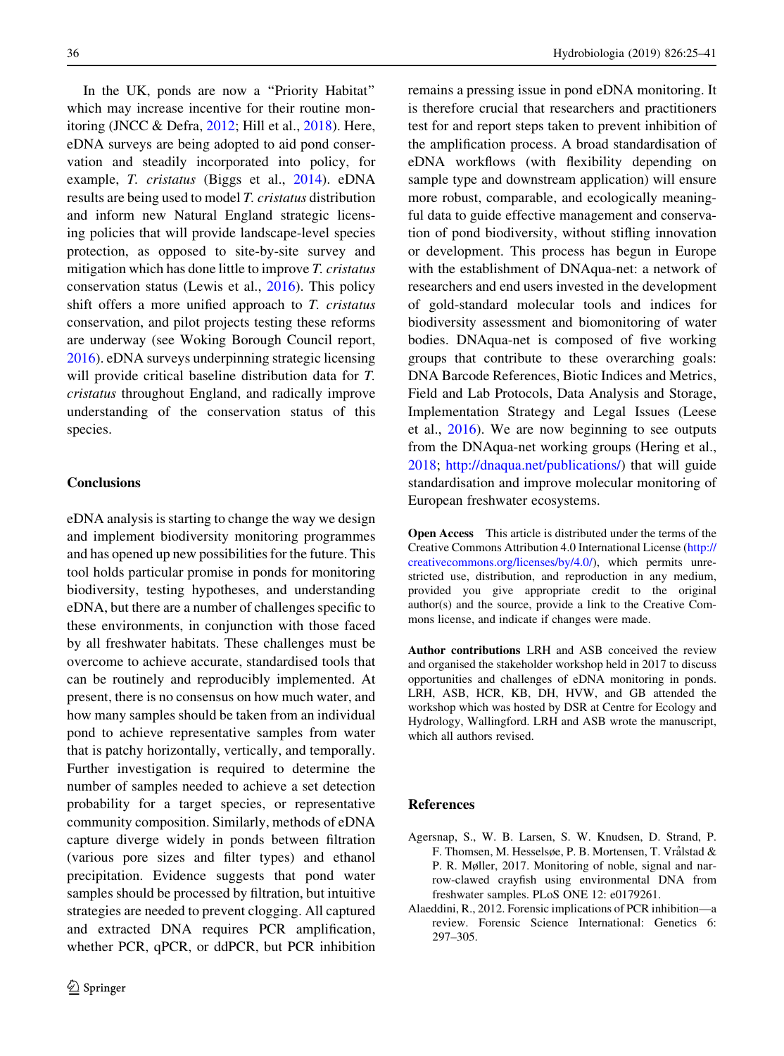In the UK, ponds are now a "Priority Habitat" which may increase incentive for their routine monitoring (JNCC & Defra, 2012; Hill et al., 2018). Here, eDNA surveys are being adopted to aid pond conservation and steadily incorporated into policy, for example, *T. cristatus* (Biggs et al., 2014). eDNA results are being used to model *T. cristatus* distribution and inform new Natural England strategic licensing policies that will provide landscape-level species protection, as opposed to site-by-site survey and mitigation which has done little to improve *T. cristatus* conservation status (Lewis et al., 2016). This policy shift offers a more unified approach to *T. cristatus* conservation, and pilot projects testing these reforms are underway (see Woking Borough Council report, 2016). eDNA surveys underpinning strategic licensing will provide critical baseline distribution data for *T. cristatus* throughout England, and radically improve understanding of the conservation status of this species.

## Conclusions

eDNA analysis is starting to change the way we design and implement biodiversity monitoring programmes and has opened up new possibilities for the future. This tool holds particular promise in ponds for monitoring biodiversity, testing hypotheses, and understanding eDNA, but there are a number of challenges specific to these environments, in conjunction with those faced by all freshwater habitats. These challenges must be overcome to achieve accurate, standardised tools that can be routinely and reproducibly implemented. At present, there is no consensus on how much water, and how many samples should be taken from an individual pond to achieve representative samples from water that is patchy horizontally, vertically, and temporally. Further investigation is required to determine the number of samples needed to achieve a set detection probability for a target species, or representative community composition. Similarly, methods of eDNA capture diverge widely in ponds between filtration (various pore sizes and filter types) and ethanol precipitation. Evidence suggests that pond water samples should be processed by filtration, but intuitive strategies are needed to prevent clogging. All captured and extracted DNA requires PCR amplification, whether PCR, qPCR, or ddPCR, but PCR inhibition remains a pressing issue in pond eDNA monitoring. It is therefore crucial that researchers and practitioners test for and report steps taken to prevent inhibition of the amplification process. A broad standardisation of eDNA workflows (with flexibility depending on sample type and downstream application) will ensure more robust, comparable, and ecologically meaningful data to guide effective management and conservation of pond biodiversity, without stifling innovation or development. This process has begun in Europe with the establishment of DNAqua-net: a network of researchers and end users invested in the development of gold-standard molecular tools and indices for biodiversity assessment and biomonitoring of water bodies. DNAqua-net is composed of five working groups that contribute to these overarching goals: DNA Barcode References, Biotic Indices and Metrics, Field and Lab Protocols, Data Analysis and Storage, Implementation Strategy and Legal Issues (Leese et al., 2016). We are now beginning to see outputs from the DNAqua-net working groups (Hering et al., 2018; http://dnaqua.net/publications/) that will guide standardisation and improve molecular monitoring of European freshwater ecosystems.

**Open Access** This article is distributed under the terms of the Creative Commons Attribution 4.0 International License (http://creativecommons.org/licenses/by/4.0/), which permits unrestricted use, distribution, and reproduction in any medium, provided you give appropriate credit to the original author(s) and the source, provide a link to the Creative Commons license, and indicate if changes were made.

**Author contributions** LRH and ASB conceived the review and organised the stakeholder workshop held in 2017 to discuss opportunities and challenges of eDNA monitoring in ponds. LRH, ASB, HCR, KB, DH, HVW, and GB attended the workshop which was hosted by DSR at Centre for Ecology and Hydrology, Wallingford. LRH and ASB wrote the manuscript, which all authors revised.

## References

Agersnap, S., W. B. Larsen, S. W. Knudsen, D. Strand, P. F. Thomsen, M. Hesselsøe, P. B. Mortensen, T. Vrålstad & P. R. Møller, 2017. Monitoring of noble, signal and narrow-clawed crayfish using environmental DNA from freshwater samples. PLoS ONE 12: e0179261.

Alaeddini, R., 2012. Forensic implications of PCR inhibition—a review. Forensic Science International: Genetics 6: 297–305.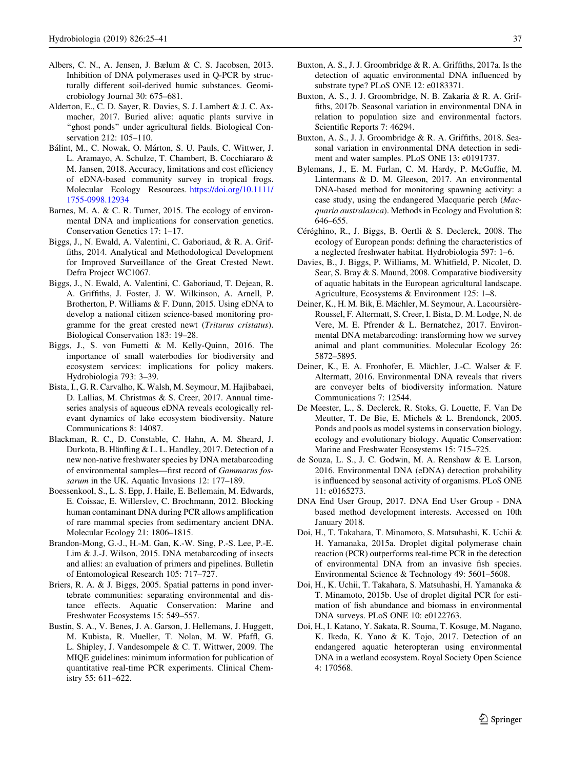Albers, C. N., A. Jensen, J. Bælum & C. S. Jacobsen, 2013. Inhibition of DNA polymerases used in Q-PCR by structurally different soil-derived humic substances. Geomicrobiology Journal 30: 675–681.

Alderton, E., C. D. Sayer, R. Davies, S. J. Lambert & J. C. Axmacher, 2017. Buried alive: aquatic plants survive in "ghost ponds" under agricultural fields. Biological Conservation 212: 105–110.

Bálint, M., C. Nowak, O. Márton, S. U. Pauls, C. Wittwer, J. L. Aramayo, A. Schulze, T. Chambert, B. Cocchiararo & M. Jansen, 2018. Accuracy, limitations and cost efficiency of eDNA-based community survey in tropical frogs. Molecular Ecology Resources. https://doi.org/10.1111/1755-0998.12934

Barnes, M. A. & C. R. Turner, 2015. The ecology of environmental DNA and implications for conservation genetics. Conservation Genetics 17: 1–17.

Biggs, J., N. Ewald, A. Valentini, C. Gaboriaud, & R. A. Griffiths, 2014. Analytical and Methodological Development for Improved Surveillance of the Great Crested Newt. Defra Project WC1067.

Biggs, J., N. Ewald, A. Valentini, C. Gaboriaud, T. Dejean, R. A. Griffiths, J. Foster, J. W. Wilkinson, A. Arnell, P. Brotherton, P. Williams & F. Dunn, 2015. Using eDNA to develop a national citizen science-based monitoring programme for the great crested newt (*Triturus cristatus*). Biological Conservation 183: 19–28.

Biggs, J., S. von Fumetti & M. Kelly-Quinn, 2016. The importance of small waterbodies for biodiversity and ecosystem services: implications for policy makers. Hydrobiologia 793: 3–39.

Bista, I., G. R. Carvalho, K. Walsh, M. Seymour, M. Hajibabaei, D. Lallias, M. Christmas & S. Creer, 2017. Annual time-series analysis of aqueous eDNA reveals ecologically relevant dynamics of lake ecosystem biodiversity. Nature Communications 8: 14087.

Blackman, R. C., D. Constable, C. Hahn, A. M. Sheard, J. Durkota, B. Hänfling & L. L. Handley, 2017. Detection of a new non-native freshwater species by DNA metabarcoding of environmental samples—first record of *Gammarus fossarum* in the UK. Aquatic Invasions 12: 177–189.

Boessenkool, S., L. S. Epp, J. Haile, E. Bellemain, M. Edwards, E. Coissac, E. Willerslev, C. Brochmann, 2012. Blocking human contaminant DNA during PCR allows amplification of rare mammal species from sedimentary ancient DNA. Molecular Ecology 21: 1806–1815.

Brandon-Mong, G.-J., H.-M. Gan, K.-W. Sing, P.-S. Lee, P.-E. Lim & J.-J. Wilson, 2015. DNA metabarcoding of insects and allies: an evaluation of primers and pipelines. Bulletin of Entomological Research 105: 717–727.

Briers, R. A. & J. Biggs, 2005. Spatial patterns in pond invertebrate communities: separating environmental and distance effects. Aquatic Conservation: Marine and Freshwater Ecosystems 15: 549–557.

Bustin, S. A., V. Benes, J. A. Garson, J. Hellemans, J. Huggett, M. Kubista, R. Mueller, T. Nolan, M. W. Pfaffl, G. L. Shipley, J. Vandesompele & C. T. Wittwer, 2009. The MIQE guidelines: minimum information for publication of quantitative real-time PCR experiments. Clinical Chemistry 55: 611–622.

Buxton, A. S., J. J. Groombridge & R. A. Griffiths, 2017a. Is the detection of aquatic environmental DNA influenced by substrate type? PLoS ONE 12: e0183371.

Buxton, A. S., J. J. Groombridge, N. B. Zakaria & R. A. Griffiths, 2017b. Seasonal variation in environmental DNA in relation to population size and environmental factors. Scientific Reports 7: 46294.

Buxton, A. S., J. J. Groombridge & R. A. Griffiths, 2018. Seasonal variation in environmental DNA detection in sediment and water samples. PLoS ONE 13: e0191737.

Bylemans, J., E. M. Furlan, C. M. Hardy, P. McGuffie, M. Lintermans & D. M. Gleeson, 2017. An environmental DNA-based method for monitoring spawning activity: a case study, using the endangered Macquarie perch (*Macquaria australasica*). Methods in Ecology and Evolution 8: 646–655.

Céréghino, R., J. Biggs, B. Oertli & S. Declerck, 2008. The ecology of European ponds: defining the characteristics of a neglected freshwater habitat. Hydrobiologia 597: 1–6.

Davies, B., J. Biggs, P. Williams, M. Whitfield, P. Nicolet, D. Sear, S. Bray & S. Maund, 2008. Comparative biodiversity of aquatic habitats in the European agricultural landscape. Agriculture, Ecosystems & Environment 125: 1–8.

Deiner, K., H. M. Bik, E. Mächler, M. Seymour, A. Lacoursière-Roussel, F. Altermatt, S. Creer, I. Bista, D. M. Lodge, N. de Vere, M. E. Pfrender & L. Bernatchez, 2017. Environmental DNA metabarcoding: transforming how we survey animal and plant communities. Molecular Ecology 26: 5872–5895.

Deiner, K., E. A. Fronhofer, E. Mächler, J.-C. Walser & F. Altermatt, 2016. Environmental DNA reveals that rivers are conveyer belts of biodiversity information. Nature Communications 7: 12544.

De Meester, L., S. Declerck, R. Stoks, G. Louette, F. Van De Meutter, T. De Bie, E. Michels & L. Brendonck, 2005. Ponds and pools as model systems in conservation biology, ecology and evolutionary biology. Aquatic Conservation: Marine and Freshwater Ecosystems 15: 715–725.

de Souza, L. S., J. C. Godwin, M. A. Renshaw & E. Larson, 2016. Environmental DNA (eDNA) detection probability is influenced by seasonal activity of organisms. PLoS ONE 11: e0165273.

DNA End User Group, 2017. DNA End User Group - DNA based method development interests. Accessed on 10th January 2018.

Doi, H., T. Takahara, T. Minamoto, S. Matsuhashi, K. Uchii & H. Yamanaka, 2015a. Droplet digital polymerase chain reaction (PCR) outperforms real-time PCR in the detection of environmental DNA from an invasive fish species. Environmental Science & Technology 49: 5601–5608.

Doi, H., K. Uchii, T. Takahara, S. Matsuhashi, H. Yamanaka & T. Minamoto, 2015b. Use of droplet digital PCR for estimation of fish abundance and biomass in environmental DNA surveys. PLoS ONE 10: e0122763.

Doi, H., I. Katano, Y. Sakata, R. Souma, T. Kosuge, M. Nagano, K. Ikeda, K. Yano & K. Tojo, 2017. Detection of an endangered aquatic heteropteran using environmental DNA in a wetland ecosystem. Royal Society Open Science 4: 170568.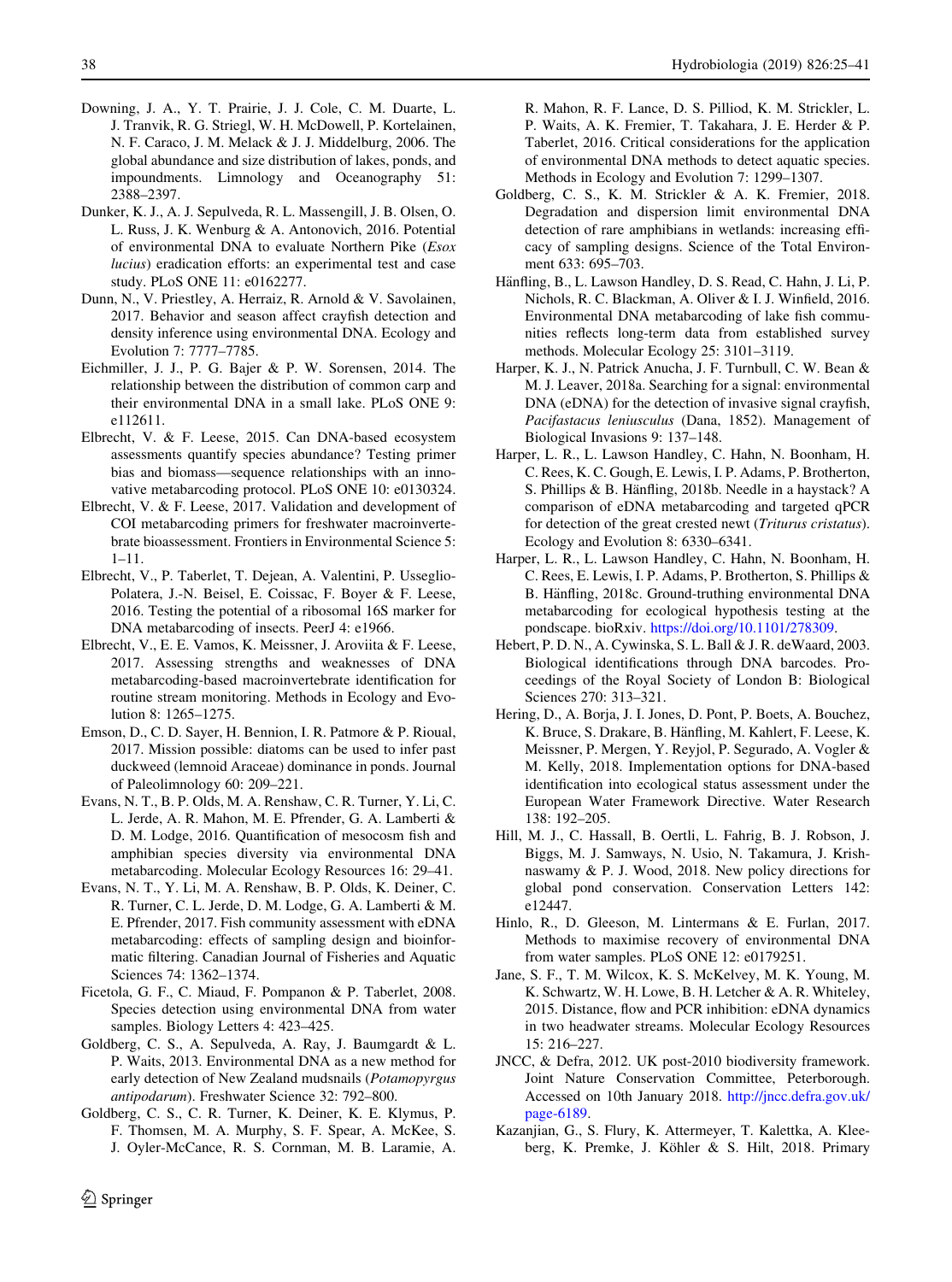Downing, J. A., Y. T. Prairie, J. J. Cole, C. M. Duarte, L. J. Tranvik, R. G. Striegl, W. H. McDowell, P. Kortelainen, N. F. Caraco, J. M. Melack & J. J. Middelburg, 2006. The global abundance and size distribution of lakes, ponds, and impoundments. Limnology and Oceanography 51: 2388–2397.

Dunker, K. J., A. J. Sepulveda, R. L. Massengill, J. B. Olsen, O. L. Russ, J. K. Wenburg & A. Antonovich, 2016. Potential of environmental DNA to evaluate Northern Pike (*Esox lucius*) eradication efforts: an experimental test and case study. PLoS ONE 11: e0162277.

Dunn, N., V. Priestley, A. Herraiz, R. Arnold & V. Savolainen, 2017. Behavior and season affect crayfish detection and density inference using environmental DNA. Ecology and Evolution 7: 7777–7785.

Eichmiller, J. J., P. G. Bajer & P. W. Sorensen, 2014. The relationship between the distribution of common carp and their environmental DNA in a small lake. PLoS ONE 9: e112611.

Elbrecht, V. & F. Leese, 2015. Can DNA-based ecosystem assessments quantify species abundance? Testing primer bias and biomass—sequence relationships with an innovative metabarcoding protocol. PLoS ONE 10: e0130324.

Elbrecht, V. & F. Leese, 2017. Validation and development of COI metabarcoding primers for freshwater macroinvertebrate bioassessment. Frontiers in Environmental Science 5: 1–11.

Elbrecht, V., P. Taberlet, T. Dejean, A. Valentini, P. Usseglio-Polatera, J.-N. Beisel, E. Coissac, F. Boyer & F. Leese, 2016. Testing the potential of a ribosomal 16S marker for DNA metabarcoding of insects. PeerJ 4: e1966.

Elbrecht, V., E. E. Vamos, K. Meissner, J. Aroviita & F. Leese, 2017. Assessing strengths and weaknesses of DNA metabarcoding-based macroinvertebrate identification for routine stream monitoring. Methods in Ecology and Evolution 8: 1265–1275.

Emson, D., C. D. Sayer, H. Bennion, I. R. Patmore & P. Rioual, 2017. Mission possible: diatoms can be used to infer past duckweed (lemnoid Araceae) dominance in ponds. Journal of Paleolimnology 60: 209–221.

Evans, N. T., B. P. Olds, M. A. Renshaw, C. R. Turner, Y. Li, C. L. Jerde, A. R. Mahon, M. E. Pfrender, G. A. Lamberti & D. M. Lodge, 2016. Quantification of mesocosm fish and amphibian species diversity via environmental DNA metabarcoding. Molecular Ecology Resources 16: 29–41.

Evans, N. T., Y. Li, M. A. Renshaw, B. P. Olds, K. Deiner, C. R. Turner, C. L. Jerde, D. M. Lodge, G. A. Lamberti & M. E. Pfrender, 2017. Fish community assessment with eDNA metabarcoding: effects of sampling design and bioinformatic filtering. Canadian Journal of Fisheries and Aquatic Sciences 74: 1362–1374.

Ficetola, G. F., C. Miaud, F. Pompanon & P. Taberlet, 2008. Species detection using environmental DNA from water samples. Biology Letters 4: 423–425.

Goldberg, C. S., A. Sepulveda, A. Ray, J. Baumgardt & L. P. Waits, 2013. Environmental DNA as a new method for early detection of New Zealand mudsnails (*Potamopyrgus antipodarum*). Freshwater Science 32: 792–800.

Goldberg, C. S., C. R. Turner, K. Deiner, K. E. Klymus, P. F. Thomsen, M. A. Murphy, S. F. Spear, A. McKee, S. J. Oyler-McCance, R. S. Cornman, M. B. Laramie, A. R. Mahon, R. F. Lance, D. S. Pilliod, K. M. Strickler, L. P. Waits, A. K. Fremier, T. Takahara, J. E. Herder & P. Taberlet, 2016. Critical considerations for the application of environmental DNA methods to detect aquatic species. Methods in Ecology and Evolution 7: 1299–1307.

Goldberg, C. S., K. M. Strickler & A. K. Fremier, 2018. Degradation and dispersion limit environmental DNA detection of rare amphibians in wetlands: increasing efficacy of sampling designs. Science of the Total Environment 633: 695–703.

Hänfling, B., L. Lawson Handley, D. S. Read, C. Hahn, J. Li, P. Nichols, R. C. Blackman, A. Oliver & I. J. Winfield, 2016. Environmental DNA metabarcoding of lake fish communities reflects long-term data from established survey methods. Molecular Ecology 25: 3101–3119.

Harper, K. J., N. Patrick Anucha, J. F. Turnbull, C. W. Bean & M. J. Leaver, 2018a. Searching for a signal: environmental DNA (eDNA) for the detection of invasive signal crayfish, *Pacifastacus leniusculus* (Dana, 1852). Management of Biological Invasions 9: 137–148.

Harper, L. R., L. Lawson Handley, C. Hahn, N. Boonham, H. C. Rees, K. C. Gough, E. Lewis, I. P. Adams, P. Brotherton, S. Phillips & B. Hänfling, 2018b. Needle in a haystack? A comparison of eDNA metabarcoding and targeted qPCR for detection of the great crested newt (*Triturus cristatus*). Ecology and Evolution 8: 6330–6341.

Harper, L. R., L. Lawson Handley, C. Hahn, N. Boonham, H. C. Rees, E. Lewis, I. P. Adams, P. Brotherton, S. Phillips & B. Hänfling, 2018c. Ground-truthing environmental DNA metabarcoding for ecological hypothesis testing at the pondscape. bioRxiv. https://doi.org/10.1101/278309.

Hebert, P. D. N., A. Cywinska, S. L. Ball & J. R. deWaard, 2003. Biological identifications through DNA barcodes. Proceedings of the Royal Society of London B: Biological Sciences 270: 313–321.

Hering, D., A. Borja, J. I. Jones, D. Pont, P. Boets, A. Bouchez, K. Bruce, S. Drakare, B. Hänfling, M. Kahlert, F. Leese, K. Meissner, P. Mergen, Y. Reyjol, P. Segurado, A. Vogler & M. Kelly, 2018. Implementation options for DNA-based identification into ecological status assessment under the European Water Framework Directive. Water Research 138: 192–205.

Hill, M. J., C. Hassall, B. Oertli, L. Fahrig, B. J. Robson, J. Biggs, M. J. Samways, N. Usio, N. Takamura, J. Krishnaswamy & P. J. Wood, 2018. New policy directions for global pond conservation. Conservation Letters 142: e12447.

Hinlo, R., D. Gleeson, M. Lintermans & E. Furlan, 2017. Methods to maximise recovery of environmental DNA from water samples. PLoS ONE 12: e0179251.

Jane, S. F., T. M. Wilcox, K. S. McKelvey, M. K. Young, M. K. Schwartz, W. H. Lowe, B. H. Letcher & A. R. Whiteley, 2015. Distance, flow and PCR inhibition: eDNA dynamics in two headwater streams. Molecular Ecology Resources 15: 216–227.

JNCC, & Defra, 2012. UK post-2010 biodiversity framework. Joint Nature Conservation Committee, Peterborough. Accessed on 10th January 2018. http://jncc.defra.gov.uk/page-6189.

Kazanjian, G., S. Flury, K. Attermeyer, T. Kalettka, A. Kleeberg, K. Premke, J. Köhler & S. Hilt, 2018. Primary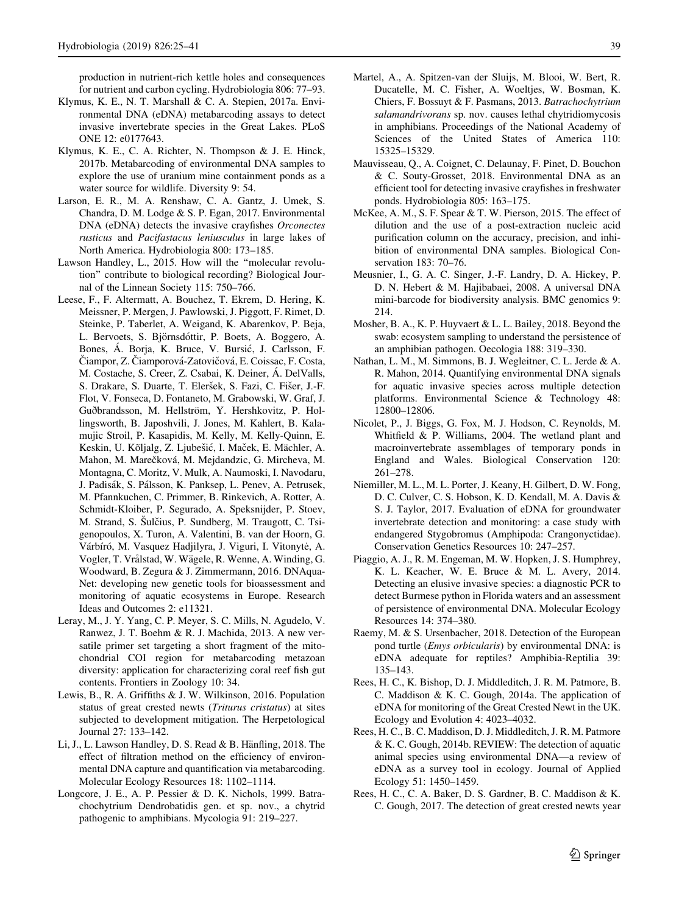production in nutrient-rich kettle holes and consequences for nutrient and carbon cycling. Hydrobiologia 806: 77–93.

Klymus, K. E., N. T. Marshall & C. A. Stepien, 2017a. Environmental DNA (eDNA) metabarcoding assays to detect invasive invertebrate species in the Great Lakes. PLoS ONE 12: e0177643.

Klymus, K. E., C. A. Richter, N. Thompson & J. E. Hinck, 2017b. Metabarcoding of environmental DNA samples to explore the use of uranium mine containment ponds as a water source for wildlife. Diversity 9: 54.

Larson, E. R., M. A. Renshaw, C. A. Gantz, J. Umek, S. Chandra, D. M. Lodge & S. P. Egan, 2017. Environmental DNA (eDNA) detects the invasive crayfishes *Orconectes rusticus* and *Pacifastacus leniusculus* in large lakes of North America. Hydrobiologia 800: 173–185.

Lawson Handley, L., 2015. How will the "molecular revolution" contribute to biological recording? Biological Journal of the Linnean Society 115: 750–766.

Leese, F., F. Altermatt, A. Bouchez, T. Ekrem, D. Hering, K. Meissner, P. Mergen, J. Pawlowski, J. Piggott, F. Rimet, D. Steinke, P. Taberlet, A. Weigand, K. Abarenkov, P. Beja, L. Bervoets, S. Björnsdóttir, P. Boets, A. Boggero, A. Bones, Á. Borja, K. Bruce, V. Bursić, J. Carlsson, F. Čiampor, Z. Čiamporová-Zatovičová, E. Coissac, F. Costa, M. Costache, S. Creer, Z. Csabai, K. Deiner, Á. DelValls, S. Drakare, S. Duarte, T. Eleršek, S. Fazi, C. Fišer, J.-F. Flot, V. Fonseca, D. Fontaneto, M. Grabowski, W. Graf, J. Guðbrandsson, M. Hellström, Y. Hershkovitz, P. Hollingsworth, B. Japoshvili, J. Jones, M. Kahlert, B. Kalamujic Stroil, P. Kasapidis, M. Kelly, M. Kelly-Quinn, E. Keskin, U. Kõljalg, Z. Ljubešić, I. Maček, E. Mächler, A. Mahon, M. Marečková, M. Mejdandzic, G. Mircheva, M. Montagna, C. Moritz, V. Mulk, A. Naumoski, I. Navodaru, J. Padisák, S. Pálsson, K. Panksep, L. Penev, A. Petrusek, M. Pfannkuchen, C. Primmer, B. Rinkevich, A. Rotter, A. Schmidt-Kloiber, P. Segurado, A. Speksnijder, P. Stoev, M. Strand, S. Šulčius, P. Sundberg, M. Traugott, C. Tsigenopoulos, X. Turon, A. Valentini, B. van der Hoorn, G. Várbíró, M. Vasquez Hadjilyra, J. Viguri, I. Vitonytė, A. Vogler, T. Vrålstad, W. Wägele, R. Wenne, A. Winding, G. Woodward, B. Zegura & J. Zimmermann, 2016. DNAqua-Net: developing new genetic tools for bioassessment and monitoring of aquatic ecosystems in Europe. Research Ideas and Outcomes 2: e11321.

Leray, M., J. Y. Yang, C. P. Meyer, S. C. Mills, N. Agudelo, V. Ranwez, J. T. Boehm & R. J. Machida, 2013. A new versatile primer set targeting a short fragment of the mitochondrial COI region for metabarcoding metazoan diversity: application for characterizing coral reef fish gut contents. Frontiers in Zoology 10: 34.

Lewis, B., R. A. Griffiths & J. W. Wilkinson, 2016. Population status of great crested newts (*Triturus cristatus*) at sites subjected to development mitigation. The Herpetological Journal 27: 133–142.

Li, J., L. Lawson Handley, D. S. Read & B. Hänfling, 2018. The effect of filtration method on the efficiency of environmental DNA capture and quantification via metabarcoding. Molecular Ecology Resources 18: 1102–1114.

Longcore, J. E., A. P. Pessier & D. K. Nichols, 1999. Batrachochytrium Dendrobatidis gen. et sp. nov., a chytrid pathogenic to amphibians. Mycologia 91: 219–227.

Martel, A., A. Spitzen-van der Sluijs, M. Blooi, W. Bert, R. Ducatelle, M. C. Fisher, A. Woeltjes, W. Bosman, K. Chiers, F. Bossuyt & F. Pasmans, 2013. *Batrachochytrium salamandrivorans* sp. nov. causes lethal chytridiomycosis in amphibians. Proceedings of the National Academy of Sciences of the United States of America 110: 15325–15329.

Mauvisseau, Q., A. Coignet, C. Delaunay, F. Pinet, D. Bouchon & C. Souty-Grosset, 2018. Environmental DNA as an efficient tool for detecting invasive crayfishes in freshwater ponds. Hydrobiologia 805: 163–175.

McKee, A. M., S. F. Spear & T. W. Pierson, 2015. The effect of dilution and the use of a post-extraction nucleic acid purification column on the accuracy, precision, and inhibition of environmental DNA samples. Biological Conservation 183: 70–76.

Meusnier, I., G. A. C. Singer, J.-F. Landry, D. A. Hickey, P. D. N. Hebert & M. Hajibabaei, 2008. A universal DNA mini-barcode for biodiversity analysis. BMC genomics 9: 214.

Mosher, B. A., K. P. Huyvaert & L. L. Bailey, 2018. Beyond the swab: ecosystem sampling to understand the persistence of an amphibian pathogen. Oecologia 188: 319–330.

Nathan, L. M., M. Simmons, B. J. Wegleitner, C. L. Jerde & A. R. Mahon, 2014. Quantifying environmental DNA signals for aquatic invasive species across multiple detection platforms. Environmental Science & Technology 48: 12800–12806.

Nicolet, P., J. Biggs, G. Fox, M. J. Hodson, C. Reynolds, M. Whitfield & P. Williams, 2004. The wetland plant and macroinvertebrate assemblages of temporary ponds in England and Wales. Biological Conservation 120: 261–278.

Niemiller, M. L., M. L. Porter, J. Keany, H. Gilbert, D. W. Fong, D. C. Culver, C. S. Hobson, K. D. Kendall, M. A. Davis & S. J. Taylor, 2017. Evaluation of eDNA for groundwater invertebrate detection and monitoring: a case study with endangered Stygobromus (Amphipoda: Crangonyctidae). Conservation Genetics Resources 10: 247–257.

Piaggio, A. J., R. M. Engeman, M. W. Hopken, J. S. Humphrey, K. L. Keacher, W. E. Bruce & M. L. Avery, 2014. Detecting an elusive invasive species: a diagnostic PCR to detect Burmese python in Florida waters and an assessment of persistence of environmental DNA. Molecular Ecology Resources 14: 374–380.

Raemy, M. & S. Ursenbacher, 2018. Detection of the European pond turtle (*Emys orbicularis*) by environmental DNA: is eDNA adequate for reptiles? Amphibia-Reptilia 39: 135–143.

Rees, H. C., K. Bishop, D. J. Middleditch, J. R. M. Patmore, B. C. Maddison & K. C. Gough, 2014a. The application of eDNA for monitoring of the Great Crested Newt in the UK. Ecology and Evolution 4: 4023–4032.

Rees, H. C., B. C. Maddison, D. J. Middleditch, J. R. M. Patmore & K. C. Gough, 2014b. REVIEW: The detection of aquatic animal species using environmental DNA—a review of eDNA as a survey tool in ecology. Journal of Applied Ecology 51: 1450–1459.

Rees, H. C., C. A. Baker, D. S. Gardner, B. C. Maddison & K. C. Gough, 2017. The detection of great crested newts year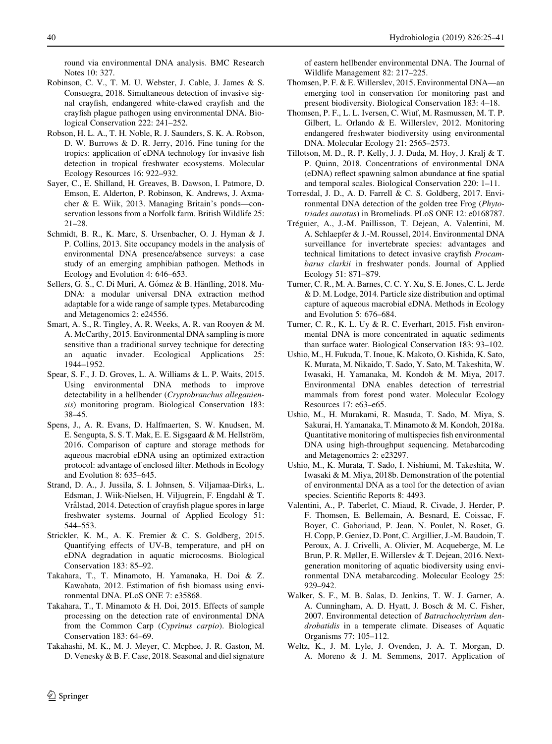round via environmental DNA analysis. BMC Research Notes 10: 327.

Robinson, C. V., T. M. U. Webster, J. Cable, J. James & S. Consuegra, 2018. Simultaneous detection of invasive signal crayfish, endangered white-clawed crayfish and the crayfish plague pathogen using environmental DNA. Biological Conservation 222: 241–252.

Robson, H. L. A., T. H. Noble, R. J. Saunders, S. K. A. Robson, D. W. Burrows & D. R. Jerry, 2016. Fine tuning for the tropics: application of eDNA technology for invasive fish detection in tropical freshwater ecosystems. Molecular Ecology Resources 16: 922–932.

Sayer, C., E. Shilland, H. Greaves, B. Dawson, I. Patmore, D. Emson, E. Alderton, P. Robinson, K. Andrews, J. Axmacher & E. Wiik, 2013. Managing Britain's ponds—conservation lessons from a Norfolk farm. British Wildlife 25: 21–28.

Schmidt, B. R., K. Marc, S. Ursenbacher, O. J. Hyman & J. P. Collins, 2013. Site occupancy models in the analysis of environmental DNA presence/absence surveys: a case study of an emerging amphibian pathogen. Methods in Ecology and Evolution 4: 646–653.

Sellers, G. S., C. Di Muri, A. Gómez & B. Hänfling, 2018. Mu-DNA: a modular universal DNA extraction method adaptable for a wide range of sample types. Metabarcoding and Metagenomics 2: e24556.

Smart, A. S., R. Tingley, A. R. Weeks, A. R. van Rooyen & M. A. McCarthy, 2015. Environmental DNA sampling is more sensitive than a traditional survey technique for detecting an aquatic invader. Ecological Applications 25: 1944–1952.

Spear, S. F., J. D. Groves, L. A. Williams & L. P. Waits, 2015. Using environmental DNA methods to improve detectability in a hellbender (*Cryptobranchus alleganiensis*) monitoring program. Biological Conservation 183: 38–45.

Spens, J., A. R. Evans, D. Halfmaerten, S. W. Knudsen, M. E. Sengupta, S. S. T. Mak, E. E. Sigsgaard & M. Hellström, 2016. Comparison of capture and storage methods for aqueous macrobial eDNA using an optimized extraction protocol: advantage of enclosed filter. Methods in Ecology and Evolution 8: 635–645.

Strand, D. A., J. Jussila, S. I. Johnsen, S. Viljamaa-Dirks, L. Edsman, J. Wiik-Nielsen, H. Viljugrein, F. Engdahl & T. Vrålstad, 2014. Detection of crayfish plague spores in large freshwater systems. Journal of Applied Ecology 51: 544–553.

Strickler, K. M., A. K. Fremier & C. S. Goldberg, 2015. Quantifying effects of UV-B, temperature, and pH on eDNA degradation in aquatic microcosms. Biological Conservation 183: 85–92.

Takahara, T., T. Minamoto, H. Yamanaka, H. Doi & Z. Kawabata, 2012. Estimation of fish biomass using environmental DNA. PLoS ONE 7: e35868.

Takahara, T., T. Minamoto & H. Doi, 2015. Effects of sample processing on the detection rate of environmental DNA from the Common Carp (*Cyprinus carpio*). Biological Conservation 183: 64–69.

Takahashi, M. K., M. J. Meyer, C. Mcphee, J. R. Gaston, M. D. Venesky & B. F. Case, 2018. Seasonal and diel signature of eastern hellbender environmental DNA. The Journal of Wildlife Management 82: 217–225.

Thomsen, P. F. & E. Willerslev, 2015. Environmental DNA—an emerging tool in conservation for monitoring past and present biodiversity. Biological Conservation 183: 4–18.

Thomsen, P. F., L. L. Iversen, C. Wiuf, M. Rasmussen, M. T. P. Gilbert, L. Orlando & E. Willerslev, 2012. Monitoring endangered freshwater biodiversity using environmental DNA. Molecular Ecology 21: 2565–2573.

Tillotson, M. D., R. P. Kelly, J. J. Duda, M. Hoy, J. Kralj & T. P. Quinn, 2018. Concentrations of environmental DNA (eDNA) reflect spawning salmon abundance at fine spatial and temporal scales. Biological Conservation 220: 1–11.

Torresdal, J. D., A. D. Farrell & C. S. Goldberg, 2017. Environmental DNA detection of the golden tree Frog (*Phytotriades auratus*) in Bromeliads. PLoS ONE 12: e0168787.

Tréguier, A., J.-M. Paillisson, T. Dejean, A. Valentini, M. A. Schlaepfer & J.-M. Roussel, 2014. Environmental DNA surveillance for invertebrate species: advantages and technical limitations to detect invasive crayfish *Procambarus clarkii* in freshwater ponds. Journal of Applied Ecology 51: 871–879.

Turner, C. R., M. A. Barnes, C. C. Y. Xu, S. E. Jones, C. L. Jerde & D. M. Lodge, 2014. Particle size distribution and optimal capture of aqueous macrobial eDNA. Methods in Ecology and Evolution 5: 676–684.

Turner, C. R., K. L. Uy & R. C. Everhart, 2015. Fish environmental DNA is more concentrated in aquatic sediments than surface water. Biological Conservation 183: 93–102.

Ushio, M., H. Fukuda, T. Inoue, K. Makoto, O. Kishida, K. Sato, K. Murata, M. Nikaido, T. Sado, Y. Sato, M. Takeshita, W. Iwasaki, H. Yamanaka, M. Kondoh & M. Miya, 2017. Environmental DNA enables detection of terrestrial mammals from forest pond water. Molecular Ecology Resources 17: e63–e65.

Ushio, M., H. Murakami, R. Masuda, T. Sado, M. Miya, S. Sakurai, H. Yamanaka, T. Minamoto & M. Kondoh, 2018a. Quantitative monitoring of multispecies fish environmental DNA using high-throughput sequencing. Metabarcoding and Metagenomics 2: e23297.

Ushio, M., K. Murata, T. Sado, I. Nishiumi, M. Takeshita, W. Iwasaki & M. Miya, 2018b. Demonstration of the potential of environmental DNA as a tool for the detection of avian species. Scientific Reports 8: 4493.

Valentini, A., P. Taberlet, C. Miaud, R. Civade, J. Herder, P. F. Thomsen, E. Bellemain, A. Besnard, E. Coissac, F. Boyer, C. Gaboriaud, P. Jean, N. Poulet, N. Roset, G. H. Copp, P. Geniez, D. Pont, C. Argillier, J.-M. Baudoin, T. Peroux, A. J. Crivelli, A. Olivier, M. Acqueberge, M. Le Brun, P. R. Møller, E. Willerslev & T. Dejean, 2016. Next-generation monitoring of aquatic biodiversity using environmental DNA metabarcoding. Molecular Ecology 25: 929–942.

Walker, S. F., M. B. Salas, D. Jenkins, T. W. J. Garner, A. A. Cunningham, A. D. Hyatt, J. Bosch & M. C. Fisher, 2007. Environmental detection of *Batrachochytrium dendrobatidis* in a temperate climate. Diseases of Aquatic Organisms 77: 105–112.

Weltz, K., J. M. Lyle, J. Ovenden, J. A. T. Morgan, D. A. Moreno & J. M. Semmens, 2017. Application of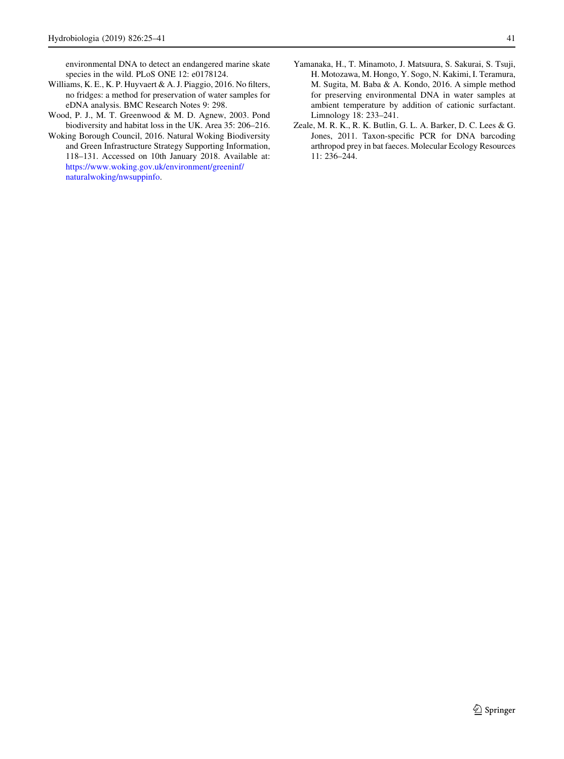environmental DNA to detect an endangered marine skate species in the wild. PLoS ONE 12: e0178124.

Williams, K. E., K. P. Huyvaert & A. J. Piaggio, 2016. No filters, no fridges: a method for preservation of water samples for eDNA analysis. BMC Research Notes 9: 298.

Wood, P. J., M. T. Greenwood & M. D. Agnew, 2003. Pond biodiversity and habitat loss in the UK. Area 35: 206–216.

Woking Borough Council, 2016. Natural Woking Biodiversity and Green Infrastructure Strategy Supporting Information, 118–131. Accessed on 10th January 2018. Available at: https://www.woking.gov.uk/environment/greeninf/naturalwoking/nwsuppinfo.

Yamanaka, H., T. Minamoto, J. Matsuura, S. Sakurai, S. Tsuji, H. Motozawa, M. Hongo, Y. Sogo, N. Kakimi, I. Teramura, M. Sugita, M. Baba & A. Kondo, 2016. A simple method for preserving environmental DNA in water samples at ambient temperature by addition of cationic surfactant. Limnology 18: 233–241.

Zeale, M. R. K., R. K. Butlin, G. L. A. Barker, D. C. Lees & G. Jones, 2011. Taxon-specific PCR for DNA barcoding arthropod prey in bat faeces. Molecular Ecology Resources 11: 236–244.